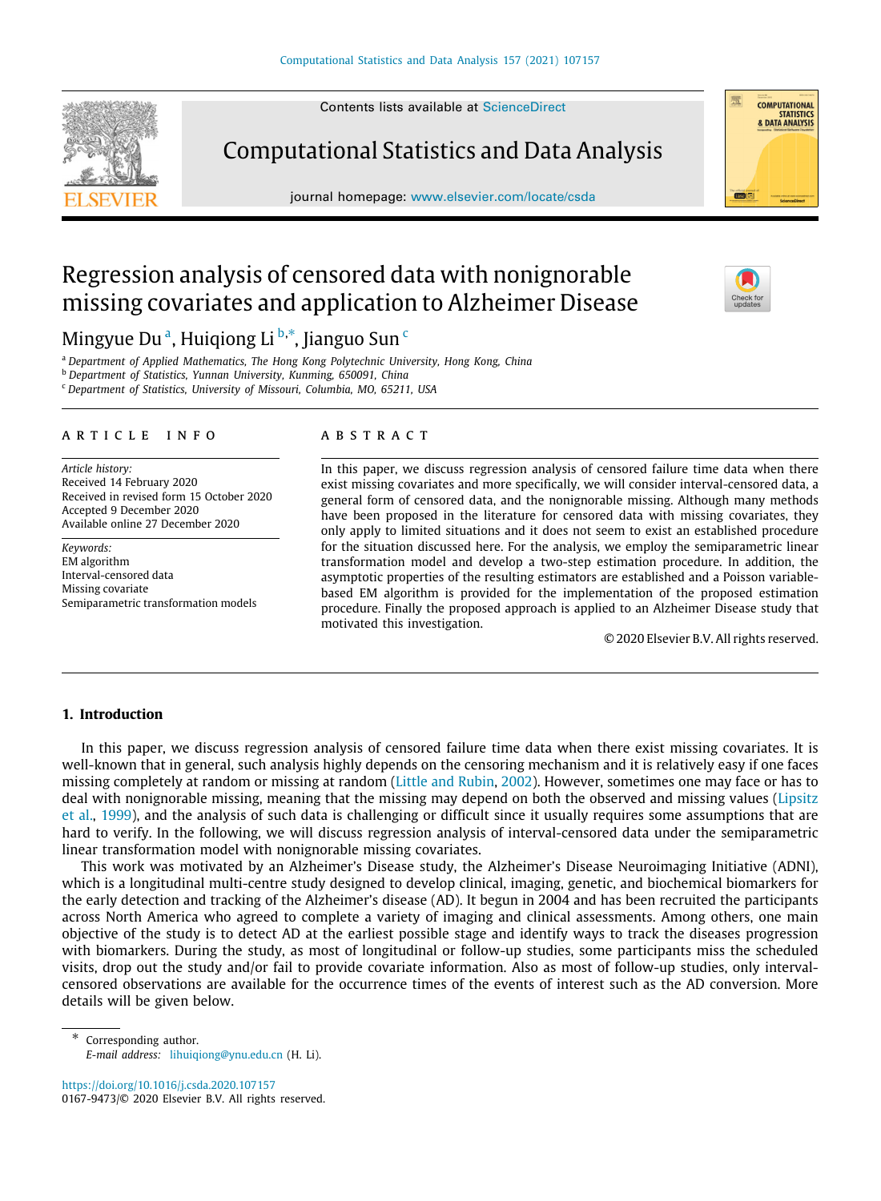# Regression analysis of censored data with nonignorable missing covariates and application to Alzheimer Disease

Mingyue Du [a], Huiqiong Li [b,*], Jianguo Sun [c]

[a] *Department of Applied Mathematics, The Hong Kong Polytechnic University, Hong Kong, China*
[b] *Department of Statistics, Yunnan University, Kunming, 650091, China*
[c] *Department of Statistics, University of Missouri, Columbia, MO, 65211, USA*

## ARTICLE INFO

*Article history:*
Received 14 February 2020
Received in revised form 15 October 2020
Accepted 9 December 2020
Available online 27 December 2020

*Keywords:*
EM algorithm
Interval-censored data
Missing covariate
Semiparametric transformation models

## ABSTRACT

In this paper, we discuss regression analysis of censored failure time data when there exist missing covariates and more specifically, we will consider interval-censored data, a general form of censored data, and the nonignorable missing. Although many methods have been proposed in the literature for censored data with missing covariates, they only apply to limited situations and it does not seem to exist an established procedure for the situation discussed here. For the analysis, we employ the semiparametric linear transformation model and develop a two-step estimation procedure. In addition, the asymptotic properties of the resulting estimators are established and a Poisson variable-based EM algorithm is provided for the implementation of the proposed estimation procedure. Finally the proposed approach is applied to an Alzheimer Disease study that motivated this investigation.

© 2020 Elsevier B.V. All rights reserved.

## 1. Introduction

In this paper, we discuss regression analysis of censored failure time data when there exist missing covariates. It is well-known that in general, such analysis highly depends on the censoring mechanism and it is relatively easy if one faces missing completely at random or missing at random (Little and Rubin, 2002). However, sometimes one may face or has to deal with nonignorable missing, meaning that the missing may depend on both the observed and missing values (Lipsitz et al., 1999), and the analysis of such data is challenging or difficult since it usually requires some assumptions that are hard to verify. In the following, we will discuss regression analysis of interval-censored data under the semiparametric linear transformation model with nonignorable missing covariates.

This work was motivated by an Alzheimer's Disease study, the Alzheimer's Disease Neuroimaging Initiative (ADNI), which is a longitudinal multi-centre study designed to develop clinical, imaging, genetic, and biochemical biomarkers for the early detection and tracking of the Alzheimer's disease (AD). It begun in 2004 and has been recruited the participants across North America who agreed to complete a variety of imaging and clinical assessments. Among others, one main objective of the study is to detect AD at the earliest possible stage and identify ways to track the diseases progression with biomarkers. During the study, as most of longitudinal or follow-up studies, some participants miss the scheduled visits, drop out the study and/or fail to provide covariate information. Also as most of follow-up studies, only interval-censored observations are available for the occurrence times of the events of interest such as the AD conversion. More details will be given below.

\* Corresponding author.
*E-mail address:* lihuiqiong@ynu.edu.cn (H. Li).

https://doi.org/10.1016/j.csda.2020.107157
0167-9473/© 2020 Elsevier B.V. All rights reserved.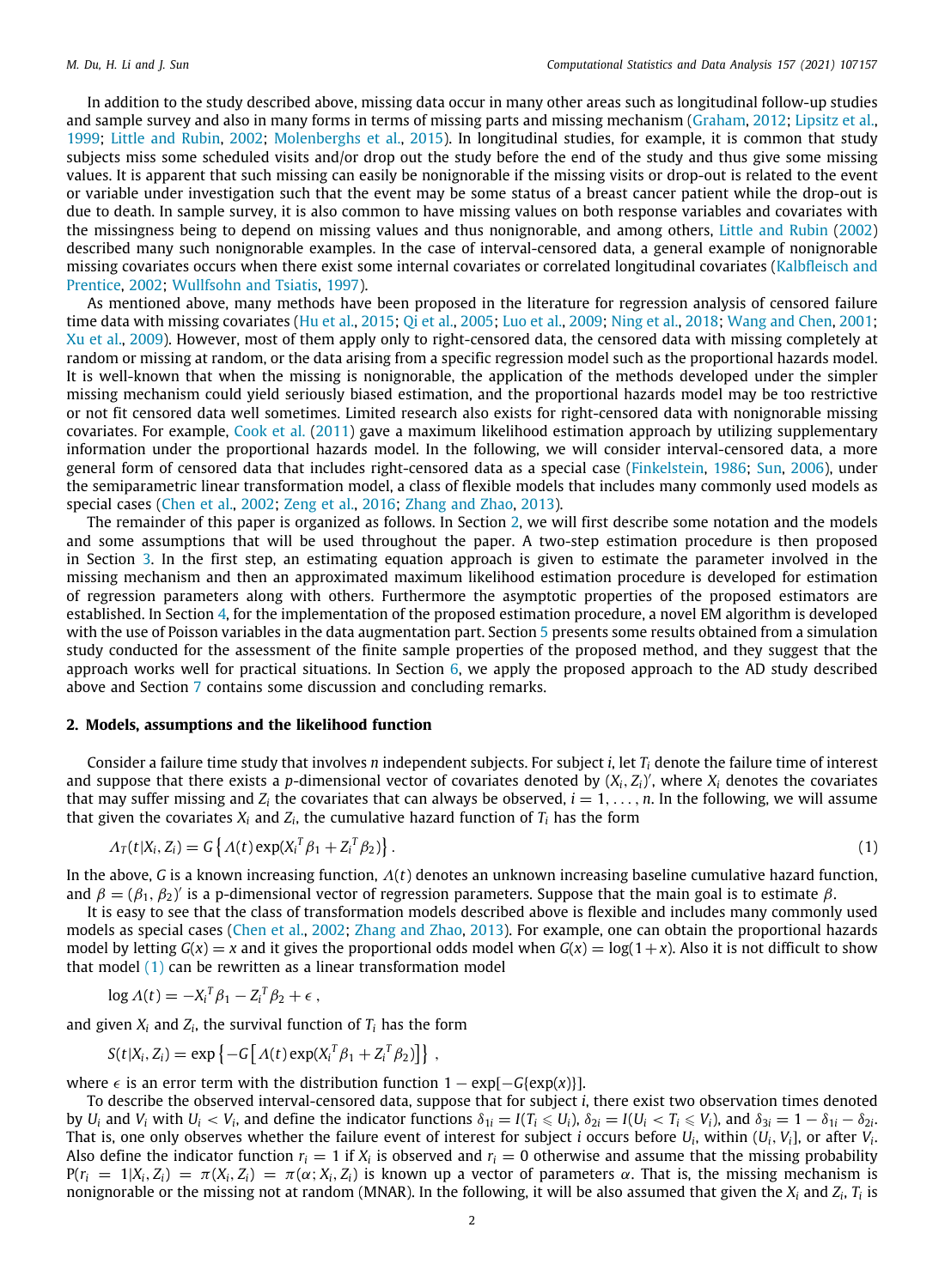In addition to the study described above, missing data occur in many other areas such as longitudinal follow-up studies and sample survey and also in many forms in terms of missing parts and missing mechanism (Graham, 2012; Lipsitz et al., 1999; Little and Rubin, 2002; Molenberghs et al., 2015). In longitudinal studies, for example, it is common that study subjects miss some scheduled visits and/or drop out the study before the end of the study and thus give some missing values. It is apparent that such missing can easily be nonignorable if the missing visits or drop-out is related to the event or variable under investigation such that the event may be some status of a breast cancer patient while the drop-out is due to death. In sample survey, it is also common to have missing values on both response variables and covariates with the missingness being to depend on missing values and thus nonignorable, and among others, Little and Rubin (2002) described many such nonignorable examples. In the case of interval-censored data, a general example of nonignorable missing covariates occurs when there exist some internal covariates or correlated longitudinal covariates (Kalbfleisch and Prentice, 2002; Wullfsohn and Tsiatis, 1997).

As mentioned above, many methods have been proposed in the literature for regression analysis of censored failure time data with missing covariates (Hu et al., 2015; Qi et al., 2005; Luo et al., 2009; Ning et al., 2018; Wang and Chen, 2001; Xu et al., 2009). However, most of them apply only to right-censored data, the censored data with missing completely at random or missing at random, or the data arising from a specific regression model such as the proportional hazards model. It is well-known that when the missing is nonignorable, the application of the methods developed under the simpler missing mechanism could yield seriously biased estimation, and the proportional hazards model may be too restrictive or not fit censored data well sometimes. Limited research also exists for right-censored data with nonignorable missing covariates. For example, Cook et al. (2011) gave a maximum likelihood estimation approach by utilizing supplementary information under the proportional hazards model. In the following, we will consider interval-censored data, a more general form of censored data that includes right-censored data as a special case (Finkelstein, 1986; Sun, 2006), under the semiparametric linear transformation model, a class of flexible models that includes many commonly used models as special cases (Chen et al., 2002; Zeng et al., 2016; Zhang and Zhao, 2013).

The remainder of this paper is organized as follows. In Section 2, we will first describe some notation and the models and some assumptions that will be used throughout the paper. A two-step estimation procedure is then proposed in Section 3. In the first step, an estimating equation approach is given to estimate the parameter involved in the missing mechanism and then an approximated maximum likelihood estimation procedure is developed for estimation of regression parameters along with others. Furthermore the asymptotic properties of the proposed estimators are established. In Section 4, for the implementation of the proposed estimation procedure, a novel EM algorithm is developed with the use of Poisson variables in the data augmentation part. Section 5 presents some results obtained from a simulation study conducted for the assessment of the finite sample properties of the proposed method, and they suggest that the approach works well for practical situations. In Section 6, we apply the proposed approach to the AD study described above and Section 7 contains some discussion and concluding remarks.

## 2. Models, assumptions and the likelihood function

Consider a failure time study that involves $n$ independent subjects. For subject $i$, let $T_i$ denote the failure time of interest and suppose that there exists a $p$-dimensional vector of covariates denoted by $(X_i, Z_i)'$, where $X_i$ denotes the covariates that may suffer missing and $Z_i$ the covariates that can always be observed, $i = 1, \ldots, n$. In the following, we will assume that given the covariates $X_i$ and $Z_i$, the cumulative hazard function of $T_i$ has the form

$$\Lambda_T(t|X_i, Z_i) = G\left\{\Lambda(t)\exp(X_i^T\beta_1 + Z_i^T\beta_2)\right\}. \tag{1}$$

In the above, $G$ is a known increasing function, $\Lambda(t)$ denotes an unknown increasing baseline cumulative hazard function, and $\beta = (\beta_1, \beta_2)'$ is a p-dimensional vector of regression parameters. Suppose that the main goal is to estimate $\beta$.

It is easy to see that the class of transformation models described above is flexible and includes many commonly used models as special cases (Chen et al., 2002; Zhang and Zhao, 2013). For example, one can obtain the proportional hazards model by letting $G(x) = x$ and it gives the proportional odds model when $G(x) = \log(1+x)$. Also it is not difficult to show that model (1) can be rewritten as a linear transformation model

$$\log \Lambda(t) = -X_i^T\beta_1 - Z_i^T\beta_2 + \epsilon\,,$$

and given $X_i$ and $Z_i$, the survival function of $T_i$ has the form

$$S(t|X_i, Z_i) = \exp\left\{-G\left[\Lambda(t)\exp(X_i^T\beta_1 + Z_i^T\beta_2)\right]\right\}\,,$$

where $\epsilon$ is an error term with the distribution function $1 - \exp[-G\{\exp(x)\}]$.

To describe the observed interval-censored data, suppose that for subject $i$, there exist two observation times denoted by $U_i$ and $V_i$ with $U_i < V_i$, and define the indicator functions $\delta_{1i} = I(T_i \leqslant U_i)$, $\delta_{2i} = I(U_i < T_i \leqslant V_i)$, and $\delta_{3i} = 1 - \delta_{1i} - \delta_{2i}$. That is, one only observes whether the failure event of interest for subject $i$ occurs before $U_i$, within $(U_i, V_i]$, or after $V_i$. Also define the indicator function $r_i = 1$ if $X_i$ is observed and $r_i = 0$ otherwise and assume that the missing probability $\mathrm{P}(r_i = 1|X_i, Z_i) = \pi(X_i, Z_i) = \pi(\alpha; X_i, Z_i)$ is known up a vector of parameters $\alpha$. That is, the missing mechanism is nonignorable or the missing not at random (MNAR). In the following, it will be also assumed that given the $X_i$ and $Z_i$, $T_i$ is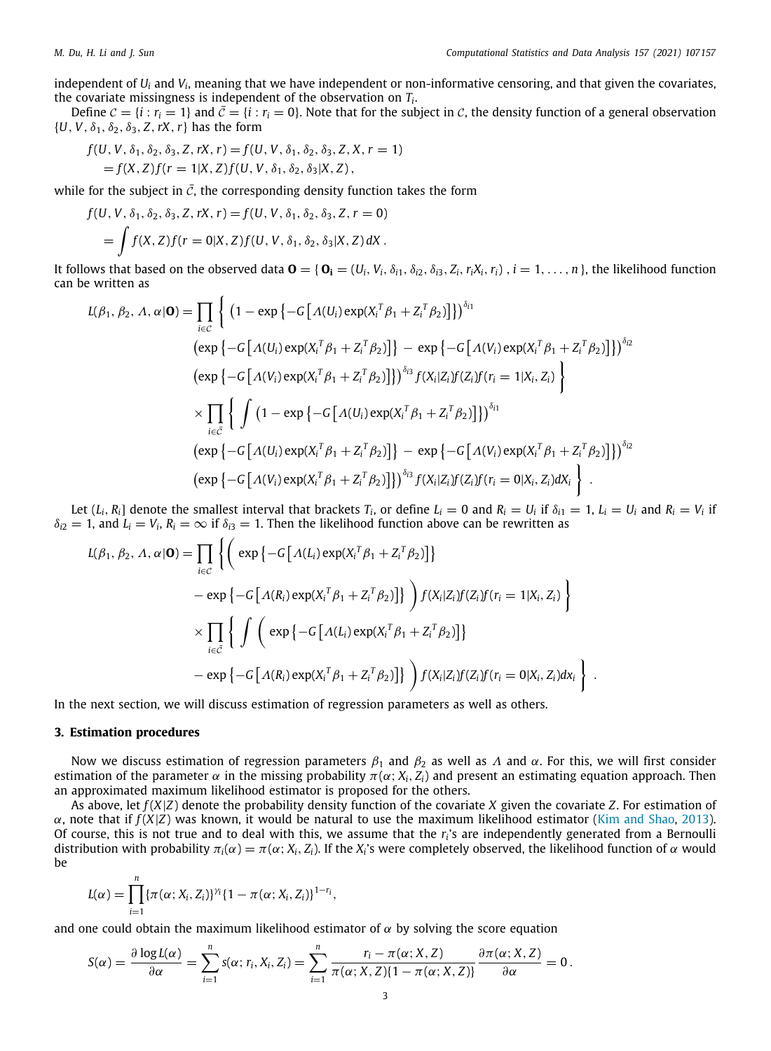independent of $U_i$ and $V_i$, meaning that we have independent or non-informative censoring, and that given the covariates, the covariate missingness is independent of the observation on $T_i$.

Define $\mathcal{C} = \{i : r_i = 1\}$ and $\bar{\mathcal{C}} = \{i : r_i = 0\}$. Note that for the subject in $\mathcal{C}$, the density function of a general observation $\{U, V, \delta_1, \delta_2, \delta_3, Z, rX, r\}$ has the form

$$
\begin{aligned}
f(U, V, \delta_1, \delta_2, \delta_3, Z, rX, r) &= f(U, V, \delta_1, \delta_2, \delta_3, Z, X, r = 1) \\
&= f(X, Z) f(r = 1|X, Z) f(U, V, \delta_1, \delta_2, \delta_3|X, Z)\,,
\end{aligned}
$$

while for the subject in $\bar{\mathcal{C}}$, the corresponding density function takes the form

$$
\begin{aligned}
f(U, V, \delta_1, \delta_2, \delta_3, Z, rX, r) &= f(U, V, \delta_1, \delta_2, \delta_3, Z, r = 0) \\
&= \int f(X, Z) f(r = 0|X, Z) f(U, V, \delta_1, \delta_2, \delta_3|X, Z)\, dX\,.
\end{aligned}
$$

It follows that based on the observed data $\mathbf{O} = \{\, \mathbf{O_i} = (U_i, V_i, \delta_{i1}, \delta_{i2}, \delta_{i3}, Z_i, r_i X_i, r_i)\,,\, i = 1, \ldots, n\,\}$, the likelihood function can be written as

$$
\begin{aligned}
L(\beta_1, \beta_2, \Lambda, \alpha|\mathbf{O}) = \prod_{i \in \mathcal{C}} \Bigg\{ & \left(1 - \exp\left\{-G\left[\Lambda(U_i)\exp(X_i^T\beta_1 + Z_i^T\beta_2)\right]\right\}\right)^{\delta_{i1}} \\
& \left(\exp\left\{-G\left[\Lambda(U_i)\exp(X_i^T\beta_1 + Z_i^T\beta_2)\right]\right\} - \exp\left\{-G\left[\Lambda(V_i)\exp(X_i^T\beta_1 + Z_i^T\beta_2)\right]\right\}\right)^{\delta_{i2}} \\
& \left(\exp\left\{-G\left[\Lambda(V_i)\exp(X_i^T\beta_1 + Z_i^T\beta_2)\right]\right\}\right)^{\delta_{i3}} f(X_i|Z_i) f(Z_i) f(r_i = 1|X_i, Z_i) \Bigg\} \\
\times \prod_{i \in \bar{\mathcal{C}}} \Bigg\{ \int & \left(1 - \exp\left\{-G\left[\Lambda(U_i)\exp(X_i^T\beta_1 + Z_i^T\beta_2)\right]\right\}\right)^{\delta_{i1}} \\
& \left(\exp\left\{-G\left[\Lambda(U_i)\exp(X_i^T\beta_1 + Z_i^T\beta_2)\right]\right\} - \exp\left\{-G\left[\Lambda(V_i)\exp(X_i^T\beta_1 + Z_i^T\beta_2)\right]\right\}\right)^{\delta_{i2}} \\
& \left(\exp\left\{-G\left[\Lambda(V_i)\exp(X_i^T\beta_1 + Z_i^T\beta_2)\right]\right\}\right)^{\delta_{i3}} f(X_i|Z_i) f(Z_i) f(r_i = 0|X_i, Z_i) dX_i \Bigg\}\,.
\end{aligned}
$$

Let $(L_i, R_i]$ denote the smallest interval that brackets $T_i$, or define $L_i = 0$ and $R_i = U_i$ if $\delta_{i1} = 1$, $L_i = U_i$ and $R_i = V_i$ if $\delta_{i2} = 1$, and $L_i = V_i$, $R_i = \infty$ if $\delta_{i3} = 1$. Then the likelihood function above can be rewritten as

$$
\begin{aligned}
L(\beta_1, \beta_2, \Lambda, \alpha|\mathbf{O}) = \prod_{i \in \mathcal{C}} \Bigg\{ \Bigg( & \exp\left\{-G\left[\Lambda(L_i)\exp(X_i^T\beta_1 + Z_i^T\beta_2)\right]\right\} \\
& - \exp\left\{-G\left[\Lambda(R_i)\exp(X_i^T\beta_1 + Z_i^T\beta_2)\right]\right\} \Bigg) f(X_i|Z_i) f(Z_i) f(r_i = 1|X_i, Z_i) \Bigg\} \\
\times \prod_{i \in \bar{\mathcal{C}}} \Bigg\{ \int \Bigg( & \exp\left\{-G\left[\Lambda(L_i)\exp(X_i^T\beta_1 + Z_i^T\beta_2)\right]\right\} \\
& - \exp\left\{-G\left[\Lambda(R_i)\exp(X_i^T\beta_1 + Z_i^T\beta_2)\right]\right\} \Bigg) f(X_i|Z_i) f(Z_i) f(r_i = 0|X_i, Z_i) dx_i \Bigg\}\,.
\end{aligned}
$$

In the next section, we will discuss estimation of regression parameters as well as others.

## 3. Estimation procedures

Now we discuss estimation of regression parameters $\beta_1$ and $\beta_2$ as well as $\Lambda$ and $\alpha$. For this, we will first consider estimation of the parameter $\alpha$ in the missing probability $\pi(\alpha; X_i, Z_i)$ and present an estimating equation approach. Then an approximated maximum likelihood estimator is proposed for the others.

As above, let $f(X|Z)$ denote the probability density function of the covariate $X$ given the covariate $Z$. For estimation of $\alpha$, note that if $f(X|Z)$ was known, it would be natural to use the maximum likelihood estimator (Kim and Shao, 2013). Of course, this is not true and to deal with this, we assume that the $r_i$'s are independently generated from a Bernoulli distribution with probability $\pi_i(\alpha) = \pi(\alpha; X_i, Z_i)$. If the $X_i$'s were completely observed, the likelihood function of $\alpha$ would be

$$
L(\alpha) = \prod_{i=1}^{n} \{\pi(\alpha; X_i, Z_i)\}^{\gamma_i} \{1 - \pi(\alpha; X_i, Z_i)\}^{1 - r_i},
$$

and one could obtain the maximum likelihood estimator of $\alpha$ by solving the score equation

$$
S(\alpha) = \frac{\partial \log L(\alpha)}{\partial \alpha} = \sum_{i=1}^{n} s(\alpha; r_i, X_i, Z_i) = \sum_{i=1}^{n} \frac{r_i - \pi(\alpha; X, Z)}{\pi(\alpha; X, Z)\{1 - \pi(\alpha; X, Z)\}} \frac{\partial \pi(\alpha; X, Z)}{\partial \alpha} = 0\,.
$$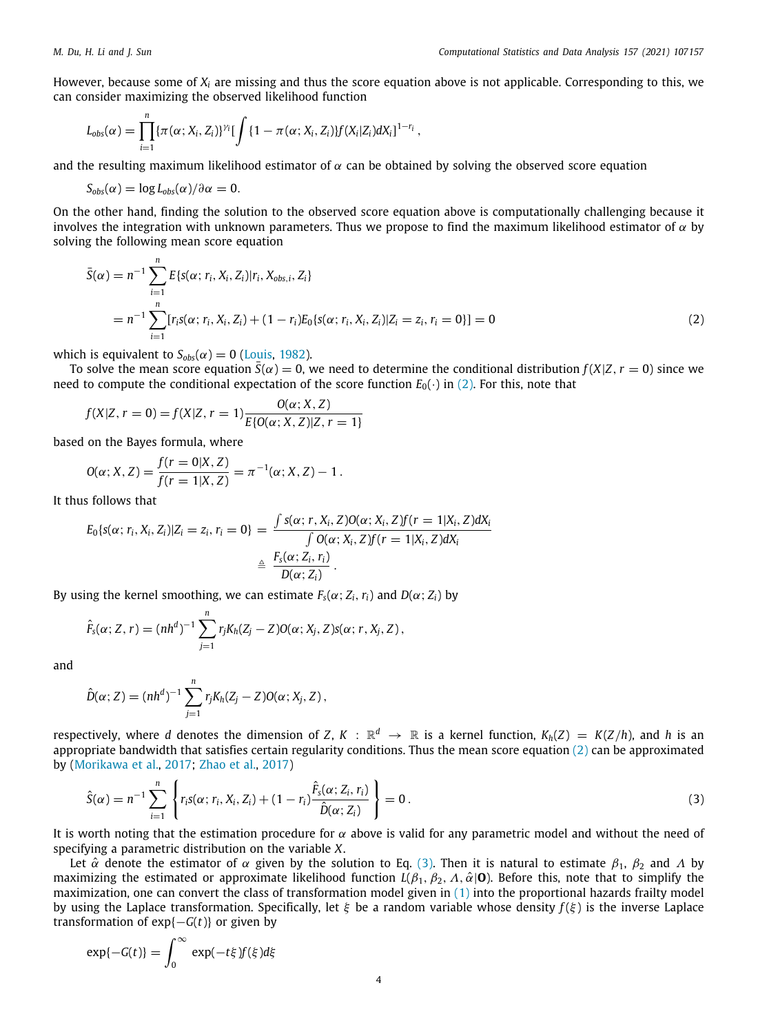However, because some of $X_i$ are missing and thus the score equation above is not applicable. Corresponding to this, we can consider maximizing the observed likelihood function

$$L_{obs}(\alpha) = \prod_{i=1}^{n} \{\pi(\alpha; X_i, Z_i)\}^{\gamma_i} [\int \{1 - \pi(\alpha; X_i, Z_i)\} f(X_i|Z_i) dX_i]^{1-r_i},$$

and the resulting maximum likelihood estimator of $\alpha$ can be obtained by solving the observed score equation

$$S_{obs}(\alpha) = \log L_{obs}(\alpha)/\partial\alpha = 0.$$

On the other hand, finding the solution to the observed score equation above is computationally challenging because it involves the integration with unknown parameters. Thus we propose to find the maximum likelihood estimator of $\alpha$ by solving the following mean score equation

$$\begin{aligned}
\bar{S}(\alpha) &= n^{-1} \sum_{i=1}^{n} E\{s(\alpha; r_i, X_i, Z_i)|r_i, X_{obs,i}, Z_i\} \\
&= n^{-1} \sum_{i=1}^{n} [r_i s(\alpha; r_i, X_i, Z_i) + (1 - r_i) E_0\{s(\alpha; r_i, X_i, Z_i)|Z_i = z_i, r_i = 0\}] = 0
\end{aligned} \tag{2}$$

which is equivalent to $S_{obs}(\alpha) = 0$ (Louis, 1982).

To solve the mean score equation $\bar{S}(\alpha) = 0$, we need to determine the conditional distribution $f(X|Z, r = 0)$ since we need to compute the conditional expectation of the score function $E_0(\cdot)$ in (2). For this, note that

$$f(X|Z, r = 0) = f(X|Z, r = 1) \frac{O(\alpha; X, Z)}{E\{O(\alpha; X, Z)|Z, r = 1\}}$$

based on the Bayes formula, where

$$O(\alpha; X, Z) = \frac{f(r = 0|X, Z)}{f(r = 1|X, Z)} = \pi^{-1}(\alpha; X, Z) - 1.$$

It thus follows that

$$\begin{aligned}
E_0\{s(\alpha; r_i, X_i, Z_i)|Z_i = z_i, r_i = 0\} &= \frac{\int s(\alpha; r, X_i, Z) O(\alpha; X_i, Z) f(r = 1|X_i, Z) dX_i}{\int O(\alpha; X_i, Z) f(r = 1|X_i, Z) dX_i} \\
&\triangleq \frac{F_s(\alpha; Z_i, r_i)}{D(\alpha; Z_i)}.
\end{aligned}$$

By using the kernel smoothing, we can estimate $F_s(\alpha; Z_i, r_i)$ and $D(\alpha; Z_i)$ by

$$\hat{F}_s(\alpha; Z, r) = (nh^d)^{-1} \sum_{j=1}^{n} r_j K_h(Z_j - Z) O(\alpha; X_j, Z) s(\alpha; r, X_j, Z),$$

and

$$\hat{D}(\alpha; Z) = (nh^d)^{-1} \sum_{j=1}^{n} r_j K_h(Z_j - Z) O(\alpha; X_j, Z),$$

respectively, where $d$ denotes the dimension of $Z$, $K : \mathbb{R}^d \to \mathbb{R}$ is a kernel function, $K_h(Z) = K(Z/h)$, and $h$ is an appropriate bandwidth that satisfies certain regularity conditions. Thus the mean score equation (2) can be approximated by (Morikawa et al., 2017; Zhao et al., 2017)

$$\hat{S}(\alpha) = n^{-1} \sum_{i=1}^{n} \left\{ r_i s(\alpha; r_i, X_i, Z_i) + (1 - r_i) \frac{\hat{F}_s(\alpha; Z_i, r_i)}{\hat{D}(\alpha; Z_i)} \right\} = 0. \tag{3}$$

It is worth noting that the estimation procedure for $\alpha$ above is valid for any parametric model and without the need of specifying a parametric distribution on the variable $X$.

Let $\hat{\alpha}$ denote the estimator of $\alpha$ given by the solution to Eq. (3). Then it is natural to estimate $\beta_1$, $\beta_2$ and $\Lambda$ by maximizing the estimated or approximate likelihood function $L(\beta_1, \beta_2, \Lambda, \hat{\alpha}|\mathbf{O})$. Before this, note that to simplify the maximization, one can convert the class of transformation model given in (1) into the proportional hazards frailty model by using the Laplace transformation. Specifically, let $\xi$ be a random variable whose density $f(\xi)$ is the inverse Laplace transformation of $\exp\{-G(t)\}$ or given by

$$\exp\{-G(t)\} = \int_0^{\infty} \exp(-t\xi) f(\xi) d\xi$$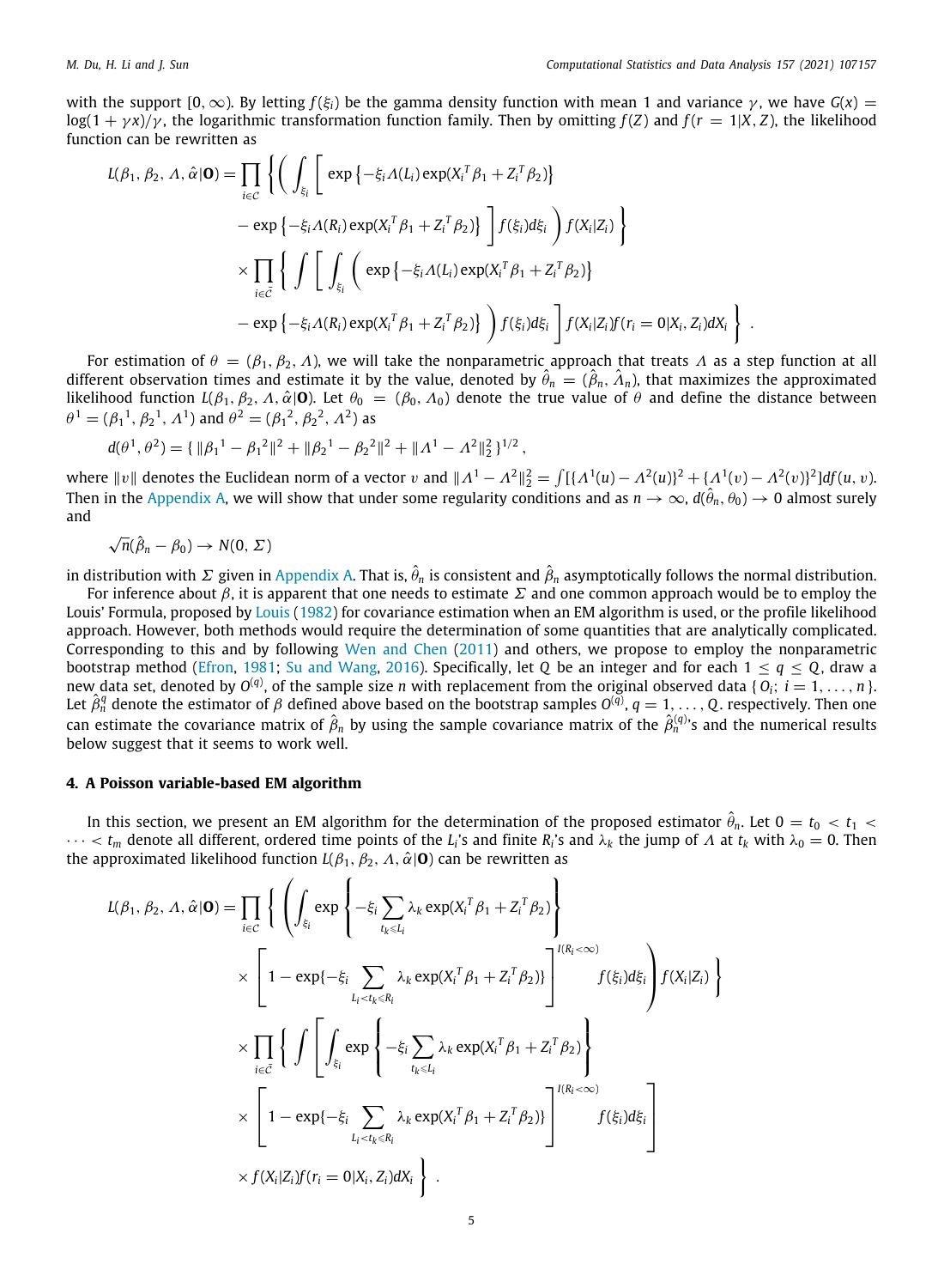with the support $[0, \infty)$. By letting $f(\xi_i)$ be the gamma density function with mean 1 and variance $\gamma$, we have $G(x) = \log(1+\gamma x)/\gamma$, the logarithmic transformation function family. Then by omitting $f(Z)$ and $f(r = 1|X, Z)$, the likelihood function can be rewritten as

$$
\begin{aligned}
L(\beta_1, \beta_2, \Lambda, \hat{\alpha}|\mathbf{O}) = \prod_{i \in \mathcal{C}} \Bigg\{ \Bigg( \int_{\xi_i} \Bigg[ & \exp\left\{-\xi_i \Lambda(L_i) \exp(X_i^T \beta_1 + Z_i^T \beta_2)\right\} \\
& - \exp\left\{-\xi_i \Lambda(R_i) \exp(X_i^T \beta_1 + Z_i^T \beta_2)\right\} \Bigg] f(\xi_i) d\xi_i \Bigg) f(X_i|Z_i) \Bigg\} \\
\times \prod_{i \in \bar{\mathcal{C}}} \Bigg\{ \int \Bigg[ \int_{\xi_i} \Bigg( & \exp\left\{-\xi_i \Lambda(L_i) \exp(X_i^T \beta_1 + Z_i^T \beta_2)\right\} \\
& - \exp\left\{-\xi_i \Lambda(R_i) \exp(X_i^T \beta_1 + Z_i^T \beta_2)\right\} \Bigg) f(\xi_i) d\xi_i \Bigg] f(X_i|Z_i) f(r_i = 0|X_i, Z_i) dX_i \Bigg\} \, .
\end{aligned}
$$

For estimation of $\theta = (\beta_1, \beta_2, \Lambda)$, we will take the nonparametric approach that treats $\Lambda$ as a step function at all different observation times and estimate it by the value, denoted by $\hat{\theta}_n = (\hat{\beta}_n, \hat{\Lambda}_n)$, that maximizes the approximated likelihood function $L(\beta_1, \beta_2, \Lambda, \hat{\alpha}|\mathbf{O})$. Let $\theta_0 = (\beta_0, \Lambda_0)$ denote the true value of $\theta$ and define the distance between $\theta^1 = ({\beta_1}^1, {\beta_2}^1, \Lambda^1)$ and $\theta^2 = ({\beta_1}^2, {\beta_2}^2, \Lambda^2)$ as

$$
d(\theta^1, \theta^2) = \{ \|{\beta_1}^1 - {\beta_1}^2\|^2 + \|{\beta_2}^1 - {\beta_2}^2\|^2 + \|\Lambda^1 - \Lambda^2\|_2^2 \}^{1/2} ,
$$

where $\|v\|$ denotes the Euclidean norm of a vector $v$ and $\|\Lambda^1 - \Lambda^2\|_2^2 = \int [\{\Lambda^1(u) - \Lambda^2(u)\}^2 + \{\Lambda^1(v) - \Lambda^2(v)\}^2] df(u, v)$. Then in the Appendix A, we will show that under some regularity conditions and as $n \to \infty$, $d(\hat{\theta}_n, \theta_0) \to 0$ almost surely and

$$
\sqrt{n}(\hat{\beta}_n - \beta_0) \to N(0, \Sigma)
$$

in distribution with $\Sigma$ given in Appendix A. That is, $\hat{\theta}_n$ is consistent and $\hat{\beta}_n$ asymptotically follows the normal distribution.

For inference about $\beta$, it is apparent that one needs to estimate $\Sigma$ and one common approach would be to employ the Louis' Formula, proposed by Louis (1982) for covariance estimation when an EM algorithm is used, or the profile likelihood approach. However, both methods would require the determination of some quantities that are analytically complicated. Corresponding to this and by following Wen and Chen (2011) and others, we propose to employ the nonparametric bootstrap method (Efron, 1981; Su and Wang, 2016). Specifically, let $Q$ be an integer and for each $1 \le q \le Q$, draw a new data set, denoted by $O^{(q)}$, of the sample size $n$ with replacement from the original observed data $\{O_i;\ i = 1, \ldots, n\}$. Let $\hat{\beta}_n^q$ denote the estimator of $\beta$ defined above based on the bootstrap samples $O^{(q)}$, $q = 1, \ldots, Q$. respectively. Then one can estimate the covariance matrix of $\hat{\beta}_n$ by using the sample covariance matrix of the $\hat{\beta}_n^{(q)}$'s and the numerical results below suggest that it seems to work well.

## 4. A Poisson variable-based EM algorithm

In this section, we present an EM algorithm for the determination of the proposed estimator $\hat{\theta}_n$. Let $0 = t_0 < t_1 < \cdots < t_m$ denote all different, ordered time points of the $L_i$'s and finite $R_i$'s and $\lambda_k$ the jump of $\Lambda$ at $t_k$ with $\lambda_0 = 0$. Then the approximated likelihood function $L(\beta_1, \beta_2, \Lambda, \hat{\alpha}|\mathbf{O})$ can be rewritten as

$$
\begin{aligned}
L(\beta_1, \beta_2, \Lambda, \hat{\alpha}|\mathbf{O}) = \prod_{i \in \mathcal{C}} \Bigg\{ \Bigg( \int_{\xi_i} & \exp\left\{ -\xi_i \sum_{t_k \le L_i} \lambda_k \exp(X_i^T \beta_1 + Z_i^T \beta_2) \right\} \\
& \times \left[ 1 - \exp\{-\xi_i \sum_{L_i < t_k \le R_i} \lambda_k \exp(X_i^T \beta_1 + Z_i^T \beta_2)\} \right]^{I(R_i < \infty)} f(\xi_i) d\xi_i \Bigg) f(X_i|Z_i) \Bigg\} \\
\times \prod_{i \in \bar{\mathcal{C}}} \Bigg\{ \int \Bigg[ \int_{\xi_i} & \exp\left\{ -\xi_i \sum_{t_k \le L_i} \lambda_k \exp(X_i^T \beta_1 + Z_i^T \beta_2) \right\} \\
& \times \left[ 1 - \exp\{-\xi_i \sum_{L_i < t_k \le R_i} \lambda_k \exp(X_i^T \beta_1 + Z_i^T \beta_2)\} \right]^{I(R_i < \infty)} f(\xi_i) d\xi_i \Bigg] \\
& \times f(X_i|Z_i) f(r_i = 0|X_i, Z_i) dX_i \Bigg\} \, .
\end{aligned}
$$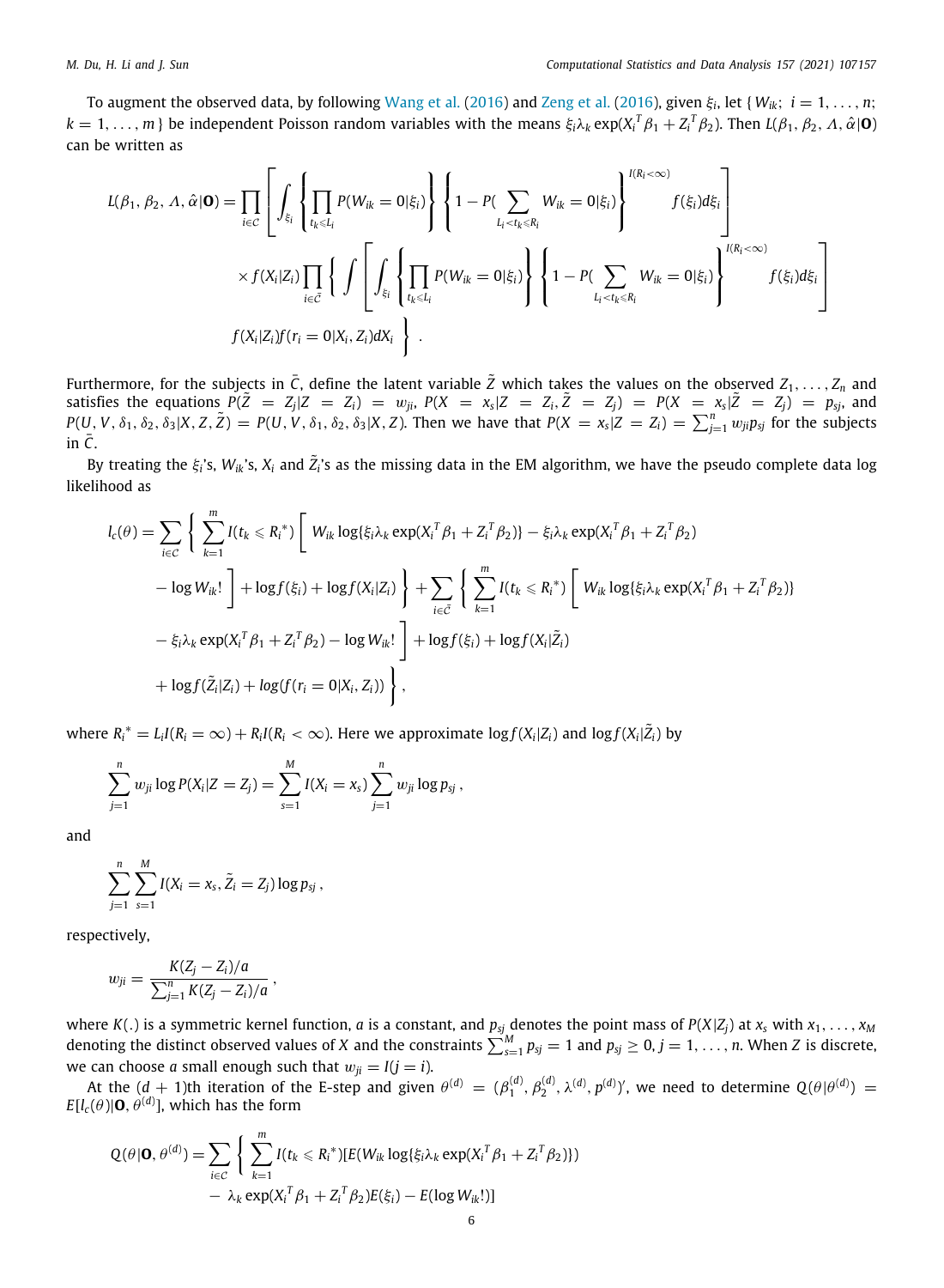To augment the observed data, by following Wang et al. (2016) and Zeng et al. (2016), given $\xi_i$, let $\{ W_{ik};\ i = 1, \ldots, n;\ k = 1, \ldots, m \}$ be independent Poisson random variables with the means $\xi_i \lambda_k \exp({X_i}^T \beta_1 + {Z_i}^T \beta_2)$. Then $L(\beta_1, \beta_2, \Lambda, \hat{\alpha}|\mathbf{O})$ can be written as

$$
\begin{aligned}
L(\beta_1, \beta_2, \Lambda, \hat{\alpha}|\mathbf{O}) = & \prod_{i \in \mathcal{C}} \left[ \int_{\xi_i} \left\{ \prod_{t_k \leqslant L_i} P(W_{ik} = 0|\xi_i) \right\} \left\{ 1 - P( \sum_{L_i < t_k \leqslant R_i} W_{ik} = 0|\xi_i) \right\}^{I(R_i < \infty)} f(\xi_i) d\xi_i \right] \\
& \times f(X_i|Z_i) \prod_{i \in \bar{\mathcal{C}}} \left\{ \int \left[ \int_{\xi_i} \left\{ \prod_{t_k \leqslant L_i} P(W_{ik} = 0|\xi_i) \right\} \left\{ 1 - P( \sum_{L_i < t_k \leqslant R_i} W_{ik} = 0|\xi_i) \right\}^{I(R_i < \infty)} f(\xi_i) d\xi_i \right] \right. \\
& \left. f(X_i|Z_i) f(r_i = 0|X_i, Z_i) dX_i \right\} .
\end{aligned}
$$

Furthermore, for the subjects in $\bar{\mathcal{C}}$, define the latent variable $\tilde{Z}$ which takes the values on the observed $Z_1, \ldots, Z_n$ and satisfies the equations $P(\tilde{Z} = Z_j|Z = Z_i) = w_{ji}$, $P(X = x_s|Z = Z_i, \tilde{Z} = Z_j) = P(X = x_s|\tilde{Z} = Z_j) = p_{sj}$, and $P(U, V, \delta_1, \delta_2, \delta_3|X, Z, \tilde{Z}) = P(U, V, \delta_1, \delta_2, \delta_3|X, Z)$. Then we have that $P(X = x_s|Z = Z_i) = \sum_{j=1}^{n} w_{ji} p_{sj}$ for the subjects in $\bar{\mathcal{C}}$.

By treating the $\xi_i$'s, $W_{ik}$'s, $X_i$ and $\tilde{Z}_i$'s as the missing data in the EM algorithm, we have the pseudo complete data log likelihood as

$$
\begin{aligned}
l_c(\theta) = & \sum_{i \in \mathcal{C}} \left\{ \sum_{k=1}^{m} I(t_k \leqslant {R_i}^*) \left[ W_{ik} \log\{\xi_i \lambda_k \exp({X_i}^T \beta_1 + {Z_i}^T \beta_2)\} - \xi_i \lambda_k \exp({X_i}^T \beta_1 + {Z_i}^T \beta_2) \right. \right. \\
& \left. \left. - \log W_{ik}! \right] + \log f(\xi_i) + \log f(X_i|Z_i) \right\} + \sum_{i \in \bar{\mathcal{C}}} \left\{ \sum_{k=1}^{m} I(t_k \leqslant {R_i}^*) \left[ W_{ik} \log\{\xi_i \lambda_k \exp({X_i}^T \beta_1 + {Z_i}^T \beta_2)\} \right. \right. \\
& \left. - \xi_i \lambda_k \exp({X_i}^T \beta_1 + {Z_i}^T \beta_2) - \log W_{ik}! \right] + \log f(\xi_i) + \log f(X_i|\tilde{Z}_i) \\
& \left. + \log f(\tilde{Z}_i|Z_i) + log(f(r_i = 0|X_i, Z_i)) \right\},
\end{aligned}
$$

where ${R_i}^* = L_i I(R_i = \infty) + R_i I(R_i < \infty)$. Here we approximate $\log f(X_i|Z_i)$ and $\log f(X_i|\tilde{Z}_i)$ by

$$
\sum_{j=1}^{n} w_{ji} \log P(X_i|Z = Z_j) = \sum_{s=1}^{M} I(X_i = x_s) \sum_{j=1}^{n} w_{ji} \log p_{sj} ,
$$

and

$$
\sum_{j=1}^{n} \sum_{s=1}^{M} I(X_i = x_s, \tilde{Z}_i = Z_j) \log p_{sj} ,
$$

respectively,

$$
w_{ji} = \frac{K(Z_j - Z_i)/a}{\sum_{j=1}^{n} K(Z_j - Z_i)/a} ,
$$

where $K(.)$ is a symmetric kernel function, $a$ is a constant, and $p_{sj}$ denotes the point mass of $P(X|Z_j)$ at $x_s$ with $x_1, \ldots, x_M$ denoting the distinct observed values of $X$ and the constraints $\sum_{s=1}^{M} p_{sj} = 1$ and $p_{sj} \geq 0, j = 1, \ldots, n$. When $Z$ is discrete, we can choose $a$ small enough such that $w_{ji} = I(j = i)$.

At the $(d + 1)$th iteration of the E-step and given $\theta^{(d)} = (\beta_1^{(d)}, \beta_2^{(d)}, \lambda^{(d)}, p^{(d)})'$, we need to determine $Q(\theta|\theta^{(d)}) = E[l_c(\theta)|\mathbf{O}, \theta^{(d)}]$, which has the form

$$
\begin{aligned}
Q(\theta|\mathbf{O}, \theta^{(d)}) = & \sum_{i \in \mathcal{C}} \left\{ \sum_{k=1}^{m} I(t_k \leqslant {R_i}^*) [E(W_{ik} \log\{\xi_i \lambda_k \exp({X_i}^T \beta_1 + {Z_i}^T \beta_2)\}) \right. \\
& - \lambda_k \exp({X_i}^T \beta_1 + {Z_i}^T \beta_2) E(\xi_i) - E(\log W_{ik}!)]
\end{aligned}
$$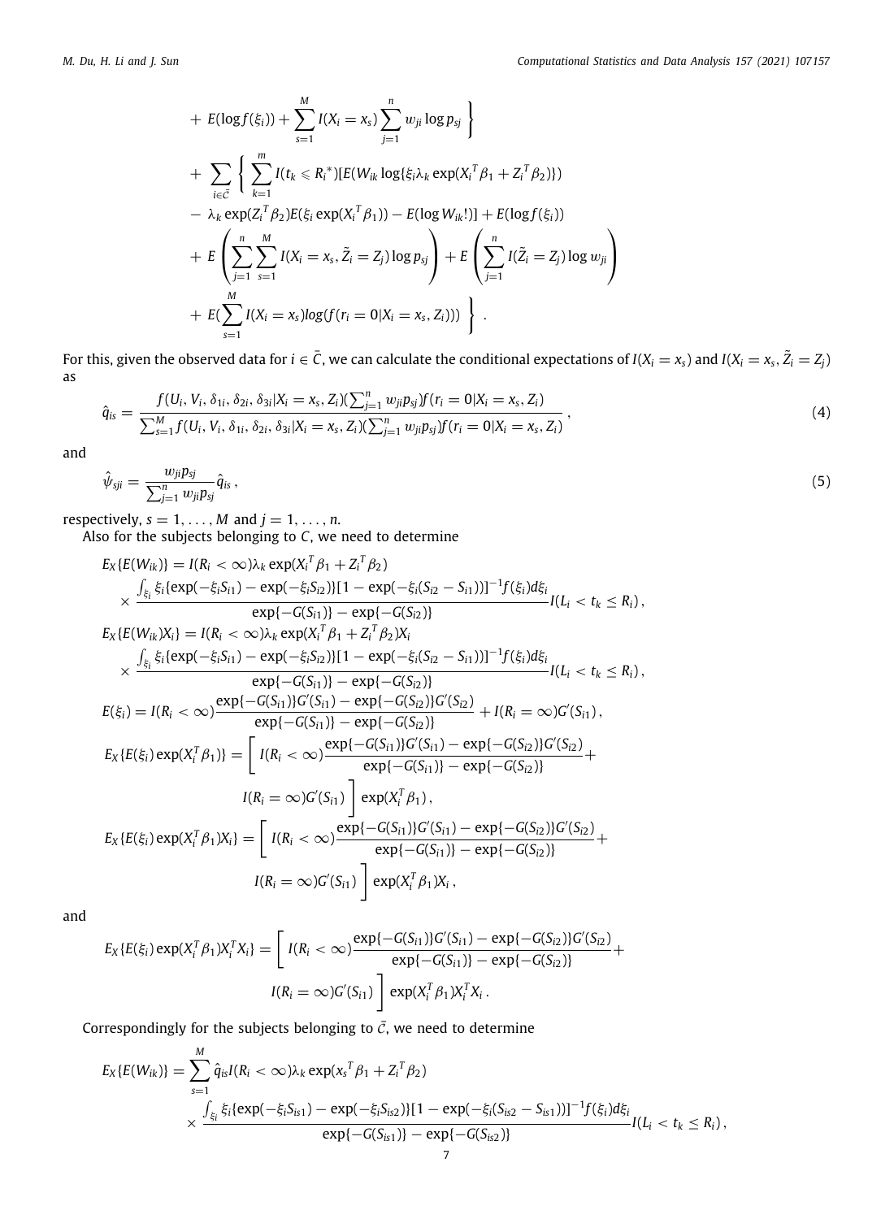$$
\begin{aligned}
&+ E(\log f(\xi_i)) + \sum_{s=1}^{M} I(X_i = x_s) \sum_{j=1}^{n} w_{ji} \log p_{sj} \Bigg\} \\
&+ \sum_{i \in \bar{C}} \Bigg\{ \sum_{k=1}^{m} I(t_k \leqslant R_i^*)[E(W_{ik} \log\{\xi_i \lambda_k \exp(X_i^T \beta_1 + Z_i^T \beta_2)\}) \\
&- \lambda_k \exp(Z_i^T \beta_2) E(\xi_i \exp(X_i^T \beta_1)) - E(\log W_{ik}!)] + E(\log f(\xi_i)) \\
&+ E\left( \sum_{j=1}^{n} \sum_{s=1}^{M} I(X_i = x_s, \tilde{Z}_i = Z_j) \log p_{sj} \right) + E\left( \sum_{j=1}^{n} I(\tilde{Z}_i = Z_j) \log w_{ji} \right) \\
&+ E\Big(\sum_{s=1}^{M} I(X_i = x_s) log(f(r_i = 0 | X_i = x_s, Z_i))\Big) \Bigg\} \ .
\end{aligned}
$$

For this, given the observed data for $i \in \bar{C}$, we can calculate the conditional expectations of $I(X_i = x_s)$ and $I(X_i = x_s, \tilde{Z}_i = Z_j)$ as

$$
\hat{q}_{is} = \frac{f(U_i, V_i, \delta_{1i}, \delta_{2i}, \delta_{3i} | X_i = x_s, Z_i)(\sum_{j=1}^{n} w_{ji} p_{sj}) f(r_i = 0 | X_i = x_s, Z_i)}{\sum_{s=1}^{M} f(U_i, V_i, \delta_{1i}, \delta_{2i}, \delta_{3i} | X_i = x_s, Z_i)(\sum_{j=1}^{n} w_{ji} p_{sj}) f(r_i = 0 | X_i = x_s, Z_i)} \ , \tag{4}
$$

and

$$
\hat{\psi}_{sji} = \frac{w_{ji} p_{sj}}{\sum_{j=1}^{n} w_{ji} p_{sj}} \hat{q}_{is} \ , \tag{5}
$$

respectively, $s = 1, \ldots, M$ and $j = 1, \ldots, n$.

Also for the subjects belonging to $C$, we need to determine

$$
\begin{aligned}
E_X\{E(W_{ik})\} &= I(R_i < \infty) \lambda_k \exp(X_i^T \beta_1 + Z_i^T \beta_2) \\
&\times \frac{\int_{\xi_i} \xi_i \{\exp(-\xi_i S_{i1}) - \exp(-\xi_i S_{i2})\}[1 - \exp(-\xi_i (S_{i2} - S_{i1}))]^{-1} f(\xi_i) d\xi_i}{\exp\{-G(S_{i1})\} - \exp\{-G(S_{i2})\}} I(L_i < t_k \leq R_i) \ , \\
E_X\{E(W_{ik}) X_i\} &= I(R_i < \infty) \lambda_k \exp(X_i^T \beta_1 + Z_i^T \beta_2) X_i \\
&\times \frac{\int_{\xi_i} \xi_i \{\exp(-\xi_i S_{i1}) - \exp(-\xi_i S_{i2})\}[1 - \exp(-\xi_i (S_{i2} - S_{i1}))]^{-1} f(\xi_i) d\xi_i}{\exp\{-G(S_{i1})\} - \exp\{-G(S_{i2})\}} I(L_i < t_k \leq R_i) \ , \\
E(\xi_i) &= I(R_i < \infty) \frac{\exp\{-G(S_{i1})\} G'(S_{i1}) - \exp\{-G(S_{i2})\} G'(S_{i2})}{\exp\{-G(S_{i1})\} - \exp\{-G(S_{i2})\}} + I(R_i = \infty) G'(S_{i1}) \ , \\
E_X\{E(\xi_i) \exp(X_i^T \beta_1)\} &= \Bigg[ I(R_i < \infty) \frac{\exp\{-G(S_{i1})\} G'(S_{i1}) - \exp\{-G(S_{i2})\} G'(S_{i2})}{\exp\{-G(S_{i1})\} - \exp\{-G(S_{i2})\}} + \\
&\quad I(R_i = \infty) G'(S_{i1}) \Bigg] \exp(X_i^T \beta_1) \ , \\
E_X\{E(\xi_i) \exp(X_i^T \beta_1) X_i\} &= \Bigg[ I(R_i < \infty) \frac{\exp\{-G(S_{i1})\} G'(S_{i1}) - \exp\{-G(S_{i2})\} G'(S_{i2})}{\exp\{-G(S_{i1})\} - \exp\{-G(S_{i2})\}} + \\
&\quad I(R_i = \infty) G'(S_{i1}) \Bigg] \exp(X_i^T \beta_1) X_i \ ,
\end{aligned}
$$

and

$$
\begin{aligned}
E_X\{E(\xi_i) \exp(X_i^T \beta_1) X_i^T X_i\} &= \Bigg[ I(R_i < \infty) \frac{\exp\{-G(S_{i1})\} G'(S_{i1}) - \exp\{-G(S_{i2})\} G'(S_{i2})}{\exp\{-G(S_{i1})\} - \exp\{-G(S_{i2})\}} + \\
&\quad I(R_i = \infty) G'(S_{i1}) \Bigg] \exp(X_i^T \beta_1) X_i^T X_i \ .
\end{aligned}
$$

Correspondingly for the subjects belonging to $\bar{C}$, we need to determine

$$
\begin{aligned}
E_X\{E(W_{ik})\} &= \sum_{s=1}^{M} \hat{q}_{is} I(R_i < \infty) \lambda_k \exp(x_s^T \beta_1 + Z_i^T \beta_2) \\
&\times \frac{\int_{\xi_i} \xi_i \{\exp(-\xi_i S_{is1}) - \exp(-\xi_i S_{is2})\}[1 - \exp(-\xi_i (S_{is2} - S_{is1}))]^{-1} f(\xi_i) d\xi_i}{\exp\{-G(S_{is1})\} - \exp\{-G(S_{is2})\}} I(L_i < t_k \leq R_i) \ ,
\end{aligned}
$$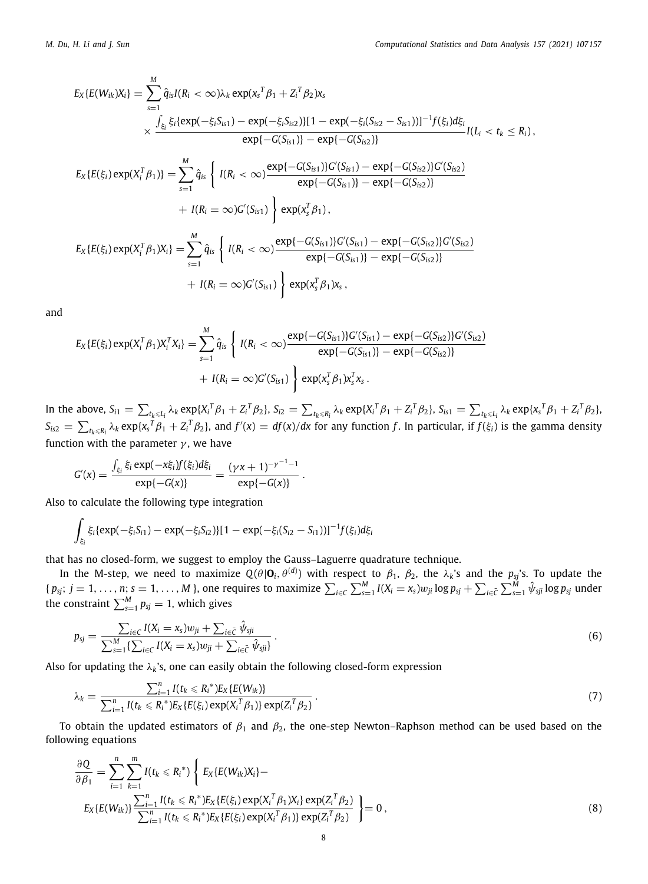$$
E_X\{E(W_{ik})X_i\} = \sum_{s=1}^{M} \hat{q}_{is} I(R_i < \infty)\lambda_k \exp(x_s{}^T\beta_1 + Z_i{}^T\beta_2)x_s
\times \frac{\int_{\xi_i} \xi_i\{\exp(-\xi_i S_{is1}) - \exp(-\xi_i S_{is2})\}[1-\exp(-\xi_i(S_{is2}-S_{is1}))]^{-1} f(\xi_i)d\xi_i}{\exp\{-G(S_{is1})\} - \exp\{-G(S_{is2})\}} I(L_i < t_k \le R_i)\,,
$$

$$
E_X\{E(\xi_i)\exp(X_i^T\beta_1)\} = \sum_{s=1}^{M} \hat{q}_{is} \left\{ I(R_i < \infty) \frac{\exp\{-G(S_{is1})\}G'(S_{is1}) - \exp\{-G(S_{is2})\}G'(S_{is2})}{\exp\{-G(S_{is1})\} - \exp\{-G(S_{is2})\}} + I(R_i = \infty)G'(S_{is1}) \right\} \exp(x_s^T\beta_1)\,,
$$

$$
E_X\{E(\xi_i)\exp(X_i^T\beta_1)X_i\} = \sum_{s=1}^{M} \hat{q}_{is} \left\{ I(R_i < \infty) \frac{\exp\{-G(S_{is1})\}G'(S_{is1}) - \exp\{-G(S_{is2})\}G'(S_{is2})}{\exp\{-G(S_{is1})\} - \exp\{-G(S_{is2})\}} + I(R_i = \infty)G'(S_{is1}) \right\} \exp(x_s^T\beta_1)x_s\,,
$$

and

$$
E_X\{E(\xi_i)\exp(X_i^T\beta_1)X_i^TX_i\} = \sum_{s=1}^{M} \hat{q}_{is} \left\{ I(R_i < \infty) \frac{\exp\{-G(S_{is1})\}G'(S_{is1}) - \exp\{-G(S_{is2})\}G'(S_{is2})}{\exp\{-G(S_{is1})\} - \exp\{-G(S_{is2})\}} + I(R_i = \infty)G'(S_{is1}) \right\} \exp(x_s^T\beta_1)x_s^Tx_s\,.
$$

In the above, $S_{i1} = \sum_{t_k \leqslant L_i} \lambda_k \exp\{X_i{}^T\beta_1 + Z_i{}^T\beta_2\}$, $S_{i2} = \sum_{t_k \leqslant R_i} \lambda_k \exp\{X_i{}^T\beta_1 + Z_i{}^T\beta_2\}$, $S_{is1} = \sum_{t_k \leqslant L_i} \lambda_k \exp\{x_s{}^T\beta_1 + Z_i{}^T\beta_2\}$, $S_{is2} = \sum_{t_k \leqslant R_i} \lambda_k \exp\{x_s{}^T\beta_1 + Z_i{}^T\beta_2\}$, and $f'(x) = df(x)/dx$ for any function $f$. In particular, if $f(\xi_i)$ is the gamma density function with the parameter $\gamma$, we have

$$
G'(x) = \frac{\int_{\xi_i} \xi_i \exp(-x\xi_i)f(\xi_i)d\xi_i}{\exp\{-G(x)\}} = \frac{(\gamma x + 1)^{-\gamma^{-1}-1}}{\exp\{-G(x)\}}\,.
$$

Also to calculate the following type integration

$$
\int_{\xi_i} \xi_i\{\exp(-\xi_i S_{i1}) - \exp(-\xi_i S_{i2})\}[1-\exp(-\xi_i(S_{i2}-S_{i1}))]^{-1} f(\xi_i)d\xi_i
$$

that has no closed-form, we suggest to employ the Gauss–Laguerre quadrature technique.

In the M-step, we need to maximize $Q(\theta|\mathbf{O}_i, \theta^{(d)})$ with respect to $\beta_1$, $\beta_2$, the $\lambda_k$'s and the $p_{sj}$'s. To update the $\{p_{sj};\, j = 1, \ldots, n;\, s = 1, \ldots, M\}$, one requires to maximize $\sum_{i\in C}\sum_{s=1}^{M} I(X_i = x_s)w_{ji}\log p_{sj} + \sum_{i\in\bar{C}}\sum_{s=1}^{M}\hat{\psi}_{sji}\log p_{sj}$ under the constraint $\sum_{s=1}^{M} p_{sj} = 1$, which gives

$$
p_{sj} = \frac{\sum_{i\in C} I(X_i = x_s)w_{ji} + \sum_{i\in\bar{C}}\hat{\psi}_{sji}}{\sum_{s=1}^{M}\{\sum_{i\in C} I(X_i = x_s)w_{ji} + \sum_{i\in\bar{C}}\hat{\psi}_{sji}\}}\,. \tag{6}
$$

Also for updating the $\lambda_k$'s, one can easily obtain the following closed-form expression

$$
\lambda_k = \frac{\sum_{i=1}^{n} I(t_k \leqslant R_i{}^*)E_X\{E(W_{ik})\}}{\sum_{i=1}^{n} I(t_k \leqslant R_i{}^*)E_X\{E(\xi_i)\exp(X_i{}^T\beta_1)\}\exp(Z_i{}^T\beta_2)}\,. \tag{7}
$$

To obtain the updated estimators of $\beta_1$ and $\beta_2$, the one-step Newton–Raphson method can be used based on the following equations

$$
\frac{\partial Q}{\partial \beta_1} = \sum_{i=1}^{n}\sum_{k=1}^{m} I(t_k \leqslant R_i{}^*) \left\{ E_X\{E(W_{ik})X_i\} - E_X\{E(W_{ik})\} \frac{\sum_{i=1}^{n} I(t_k \leqslant R_i{}^*)E_X\{E(\xi_i)\exp(X_i{}^T\beta_1)X_i\}\exp(Z_i{}^T\beta_2)}{\sum_{i=1}^{n} I(t_k \leqslant R_i{}^*)E_X\{E(\xi_i)\exp(X_i{}^T\beta_1)\}\exp(Z_i{}^T\beta_2)} \right\} = 0\,, \tag{8}
$$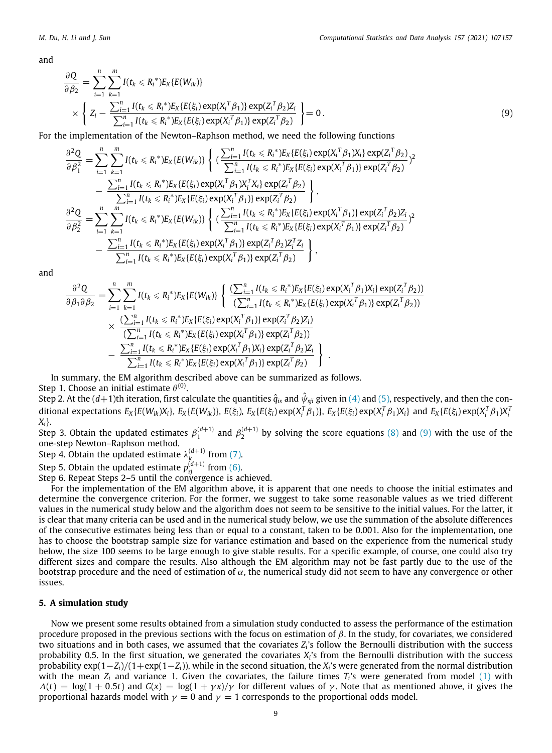and

$$
\frac{\partial Q}{\partial \beta_2} = \sum_{i=1}^{n}\sum_{k=1}^{m} I(t_k \leqslant R_i{}^*) E_X\{E(W_{ik})\} \times \left\{ Z_i - \frac{\sum_{i=1}^{n} I(t_k \leqslant R_i{}^*) E_X\{E(\xi_i)\exp(X_i{}^T\beta_1)\}\exp(Z_i{}^T\beta_2) Z_i}{\sum_{i=1}^{n} I(t_k \leqslant R_i{}^*) E_X\{E(\xi_i)\exp(X_i{}^T\beta_1)\}\exp(Z_i{}^T\beta_2)} \right\} = 0\,. \tag{9}
$$

For the implementation of the Newton–Raphson method, we need the following functions

$$
\begin{aligned}
\frac{\partial^2 Q}{\partial \beta_1^2} = & \sum_{i=1}^{n}\sum_{k=1}^{m} I(t_k \leqslant R_i{}^*) E_X\{E(W_{ik})\} \left\{ \left( \frac{\sum_{i=1}^{n} I(t_k \leqslant R_i{}^*) E_X\{E(\xi_i)\exp(X_i{}^T\beta_1)X_i\}\exp(Z_i{}^T\beta_2)}{\sum_{i=1}^{n} I(t_k \leqslant R_i{}^*) E_X\{E(\xi_i)\exp(X_i{}^T\beta_1)\}\exp(Z_i{}^T\beta_2)} \right)^2 \right. \\
& \left. - \frac{\sum_{i=1}^{n} I(t_k \leqslant R_i{}^*) E_X\{E(\xi_i)\exp(X_i{}^T\beta_1)X_i^T X_i\}\exp(Z_i{}^T\beta_2)}{\sum_{i=1}^{n} I(t_k \leqslant R_i{}^*) E_X\{E(\xi_i)\exp(X_i{}^T\beta_1)\}\exp(Z_i{}^T\beta_2)} \right\}, \\
\frac{\partial^2 Q}{\partial \beta_2^2} = & \sum_{i=1}^{n}\sum_{k=1}^{m} I(t_k \leqslant R_i{}^*) E_X\{E(W_{ik})\} \left\{ \left( \frac{\sum_{i=1}^{n} I(t_k \leqslant R_i{}^*) E_X\{E(\xi_i)\exp(X_i{}^T\beta_1)\}\exp(Z_i{}^T\beta_2)Z_i}{\sum_{i=1}^{n} I(t_k \leqslant R_i{}^*) E_X\{E(\xi_i)\exp(X_i{}^T\beta_1)\}\exp(Z_i{}^T\beta_2)} \right)^2 \right. \\
& \left. - \frac{\sum_{i=1}^{n} I(t_k \leqslant R_i{}^*) E_X\{E(\xi_i)\exp(X_i{}^T\beta_1)\}\exp(Z_i{}^T\beta_2)Z_i^T Z_i}{\sum_{i=1}^{n} I(t_k \leqslant R_i{}^*) E_X\{E(\xi_i)\exp(X_i{}^T\beta_1)\}\exp(Z_i{}^T\beta_2)} \right\},
\end{aligned}
$$

and

$$
\begin{aligned}
\frac{\partial^2 Q}{\partial \beta_1 \partial \beta_2} = & \sum_{i=1}^{n}\sum_{k=1}^{m} I(t_k \leqslant R_i{}^*) E_X\{E(W_{ik})\} \left\{ \frac{(\sum_{i=1}^{n} I(t_k \leqslant R_i{}^*) E_X\{E(\xi_i)\exp(X_i{}^T\beta_1)X_i\}\exp(Z_i{}^T\beta_2))}{(\sum_{i=1}^{n} I(t_k \leqslant R_i{}^*) E_X\{E(\xi_i)\exp(X_i{}^T\beta_1)\}\exp(Z_i{}^T\beta_2))} \right. \\
& \times \frac{(\sum_{i=1}^{n} I(t_k \leqslant R_i{}^*) E_X\{E(\xi_i)\exp(X_i{}^T\beta_1)\}\exp(Z_i{}^T\beta_2)Z_i)}{(\sum_{i=1}^{n} I(t_k \leqslant R_i{}^*) E_X\{E(\xi_i)\exp(X_i{}^T\beta_1)\}\exp(Z_i{}^T\beta_2))} \\
& \left. - \frac{\sum_{i=1}^{n} I(t_k \leqslant R_i{}^*) E_X\{E(\xi_i)\exp(X_i{}^T\beta_1)X_i\}\exp(Z_i{}^T\beta_2)Z_i}{\sum_{i=1}^{n} I(t_k \leqslant R_i{}^*) E_X\{E(\xi_i)\exp(X_i{}^T\beta_1)\}\exp(Z_i{}^T\beta_2)} \right\}.
\end{aligned}
$$

In summary, the EM algorithm described above can be summarized as follows.

Step 1. Choose an initial estimate $\theta^{(0)}$.

Step 2. At the $(d+1)$th iteration, first calculate the quantities $\hat{q}_{is}$ and $\hat{\psi}_{sji}$ given in (4) and (5), respectively, and then the conditional expectations $E_X\{E(W_{ik})X_i\}$, $E_X\{E(W_{ik})\}$, $E(\xi_i)$, $E_X\{E(\xi_i)\exp(X_i^T\beta_1)\}$, $E_X\{E(\xi_i)\exp(X_i^T\beta_1)X_i\}$ and $E_X\{E(\xi_i)\exp(X_i^T\beta_1)X_i^T X_i\}$.

Step 3. Obtain the updated estimates $\beta_1^{(d+1)}$ and $\beta_2^{(d+1)}$ by solving the score equations (8) and (9) with the use of the one-step Newton–Raphson method.

Step 4. Obtain the updated estimate $\lambda_k^{(d+1)}$ from (7).

Step 5. Obtain the updated estimate $p_{sj}^{(d+1)}$ from (6).

Step 6. Repeat Steps 2–5 until the convergence is achieved.

For the implementation of the EM algorithm above, it is apparent that one needs to choose the initial estimates and determine the convergence criterion. For the former, we suggest to take some reasonable values as we tried different values in the numerical study below and the algorithm does not seem to be sensitive to the initial values. For the latter, it is clear that many criteria can be used and in the numerical study below, we use the summation of the absolute differences of the consecutive estimates being less than or equal to a constant, taken to be 0.001. Also for the implementation, one has to choose the bootstrap sample size for variance estimation and based on the experience from the numerical study below, the size 100 seems to be large enough to give stable results. For a specific example, of course, one could also try different sizes and compare the results. Also although the EM algorithm may not be fast partly due to the use of the bootstrap procedure and the need of estimation of $\alpha$, the numerical study did not seem to have any convergence or other issues.

## 5. A simulation study

Now we present some results obtained from a simulation study conducted to assess the performance of the estimation procedure proposed in the previous sections with the focus on estimation of $\beta$. In the study, for covariates, we considered two situations and in both cases, we assumed that the covariates $Z_i$'s follow the Bernoulli distribution with the success probability 0.5. In the first situation, we generated the covariates $X_i$'s from the Bernoulli distribution with the success probability $\exp(1-Z_i)/(1+\exp(1-Z_i))$, while in the second situation, the $X_i$'s were generated from the normal distribution with the mean $Z_i$ and variance 1. Given the covariates, the failure times $T_i$'s were generated from model (1) with $\Lambda(t) = \log(1 + 0.5t)$ and $G(x) = \log(1 + \gamma x)/\gamma$ for different values of $\gamma$. Note that as mentioned above, it gives the proportional hazards model with $\gamma = 0$ and $\gamma = 1$ corresponds to the proportional odds model.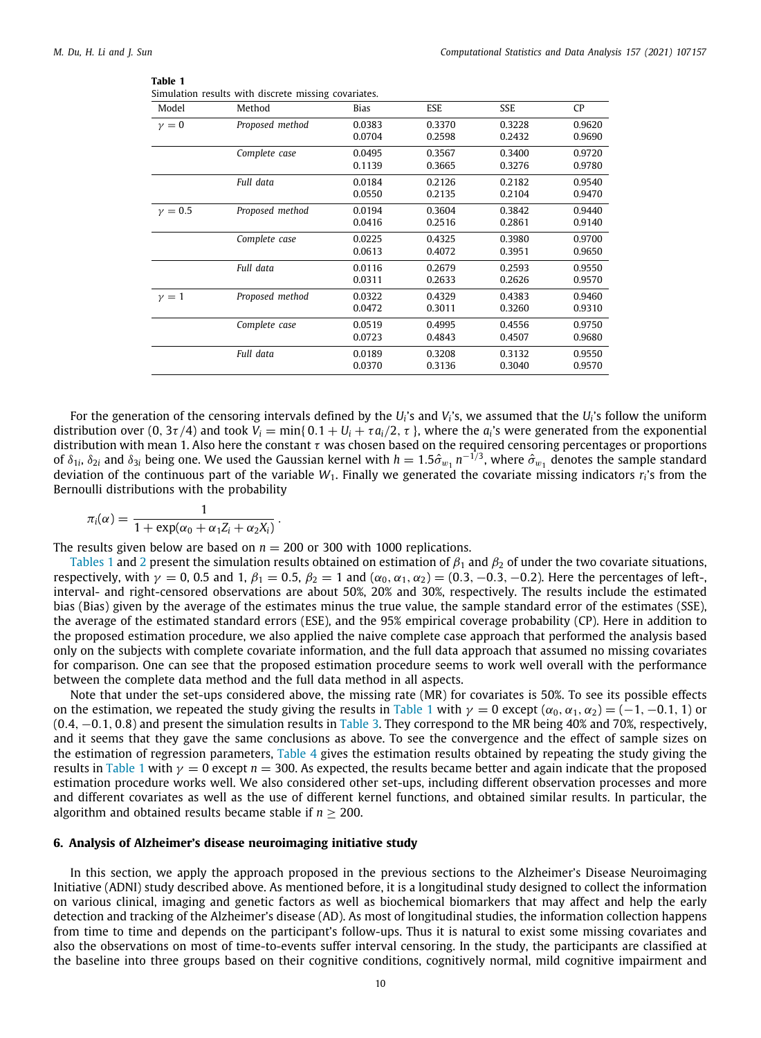**Table 1**
Simulation results with discrete missing covariates.

| Model | Method | Bias | ESE | SSE | CP |
|---|---|---|---|---|---|
| $\gamma = 0$ | *Proposed method* | 0.0383 | 0.3370 | 0.3228 | 0.9620 |
| | | 0.0704 | 0.2598 | 0.2432 | 0.9690 |
| | *Complete case* | 0.0495 | 0.3567 | 0.3400 | 0.9720 |
| | | 0.1139 | 0.3665 | 0.3276 | 0.9780 |
| | *Full data* | 0.0184 | 0.2126 | 0.2182 | 0.9540 |
| | | 0.0550 | 0.2135 | 0.2104 | 0.9470 |
| $\gamma = 0.5$ | *Proposed method* | 0.0194 | 0.3604 | 0.3842 | 0.9440 |
| | | 0.0416 | 0.2516 | 0.2861 | 0.9140 |
| | *Complete case* | 0.0225 | 0.4325 | 0.3980 | 0.9700 |
| | | 0.0613 | 0.4072 | 0.3951 | 0.9650 |
| | *Full data* | 0.0116 | 0.2679 | 0.2593 | 0.9550 |
| | | 0.0311 | 0.2633 | 0.2626 | 0.9570 |
| $\gamma = 1$ | *Proposed method* | 0.0322 | 0.4329 | 0.4383 | 0.9460 |
| | | 0.0472 | 0.3011 | 0.3260 | 0.9310 |
| | *Complete case* | 0.0519 | 0.4995 | 0.4556 | 0.9750 |
| | | 0.0723 | 0.4843 | 0.4507 | 0.9680 |
| | *Full data* | 0.0189 | 0.3208 | 0.3132 | 0.9550 |
| | | 0.0370 | 0.3136 | 0.3040 | 0.9570 |

For the generation of the censoring intervals defined by the $U_i$'s and $V_i$'s, we assumed that the $U_i$'s follow the uniform distribution over $(0, 3\tau/4)$ and took $V_i = \min\{0.1 + U_i + \tau a_i/2, \tau\}$, where the $a_i$'s were generated from the exponential distribution with mean 1. Also here the constant $\tau$ was chosen based on the required censoring percentages or proportions of $\delta_{1i}$, $\delta_{2i}$ and $\delta_{3i}$ being one. We used the Gaussian kernel with $h = 1.5\hat{\sigma}_{w_1} n^{-1/3}$, where $\hat{\sigma}_{w_1}$ denotes the sample standard deviation of the continuous part of the variable $W_1$. Finally we generated the covariate missing indicators $r_i$'s from the Bernoulli distributions with the probability

$$\pi_i(\alpha) = \frac{1}{1 + \exp(\alpha_0 + \alpha_1 Z_i + \alpha_2 X_i)}\,.$$

The results given below are based on $n = 200$ or 300 with 1000 replications.

Tables 1 and 2 present the simulation results obtained on estimation of $\beta_1$ and $\beta_2$ of under the two covariate situations, respectively, with $\gamma = 0$, 0.5 and 1, $\beta_1 = 0.5$, $\beta_2 = 1$ and $(\alpha_0, \alpha_1, \alpha_2) = (0.3, -0.3, -0.2)$. Here the percentages of left-, interval- and right-censored observations are about 50%, 20% and 30%, respectively. The results include the estimated bias (Bias) given by the average of the estimates minus the true value, the sample standard error of the estimates (SSE), the average of the estimated standard errors (ESE), and the 95% empirical coverage probability (CP). Here in addition to the proposed estimation procedure, we also applied the naive complete case approach that performed the analysis based only on the subjects with complete covariate information, and the full data approach that assumed no missing covariates for comparison. One can see that the proposed estimation procedure seems to work well overall with the performance between the complete data method and the full data method in all aspects.

Note that under the set-ups considered above, the missing rate (MR) for covariates is 50%. To see its possible effects on the estimation, we repeated the study giving the results in Table 1 with $\gamma = 0$ except $(\alpha_0, \alpha_1, \alpha_2) = (-1, -0.1, 1)$ or $(0.4, -0.1, 0.8)$ and present the simulation results in Table 3. They correspond to the MR being 40% and 70%, respectively, and it seems that they gave the same conclusions as above. To see the convergence and the effect of sample sizes on the estimation of regression parameters, Table 4 gives the estimation results obtained by repeating the study giving the results in Table 1 with $\gamma = 0$ except $n = 300$. As expected, the results became better and again indicate that the proposed estimation procedure works well. We also considered other set-ups, including different observation processes and more and different covariates as well as the use of different kernel functions, and obtained similar results. In particular, the algorithm and obtained results became stable if $n \geq 200$.

## 6. Analysis of Alzheimer's disease neuroimaging initiative study

In this section, we apply the approach proposed in the previous sections to the Alzheimer's Disease Neuroimaging Initiative (ADNI) study described above. As mentioned before, it is a longitudinal study designed to collect the information on various clinical, imaging and genetic factors as well as biochemical biomarkers that may affect and help the early detection and tracking of the Alzheimer's disease (AD). As most of longitudinal studies, the information collection happens from time to time and depends on the participant's follow-ups. Thus it is natural to exist some missing covariates and also the observations on most of time-to-events suffer interval censoring. In the study, the participants are classified at the baseline into three groups based on their cognitive conditions, cognitively normal, mild cognitive impairment and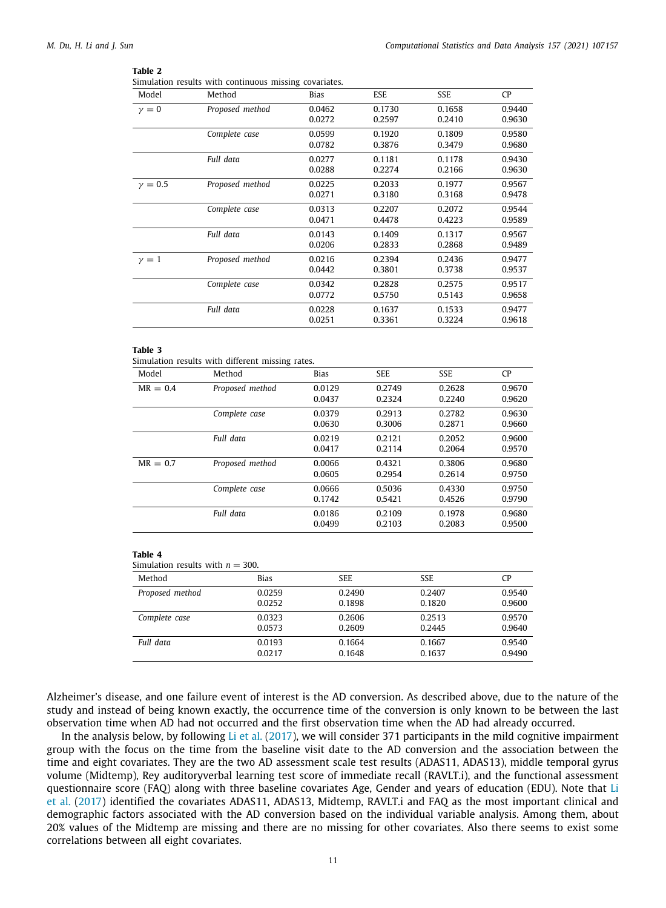**Table 2**
Simulation results with continuous missing covariates.

| Model | Method | Bias | ESE | SSE | CP |
|---|---|---|---|---|---|
| $\gamma = 0$ | *Proposed method* | 0.0462 | 0.1730 | 0.1658 | 0.9440 |
| | | 0.0272 | 0.2597 | 0.2410 | 0.9630 |
| | *Complete case* | 0.0599 | 0.1920 | 0.1809 | 0.9580 |
| | | 0.0782 | 0.3876 | 0.3479 | 0.9680 |
| | *Full data* | 0.0277 | 0.1181 | 0.1178 | 0.9430 |
| | | 0.0288 | 0.2274 | 0.2166 | 0.9630 |
| $\gamma = 0.5$ | *Proposed method* | 0.0225 | 0.2033 | 0.1977 | 0.9567 |
| | | 0.0271 | 0.3180 | 0.3168 | 0.9478 |
| | *Complete case* | 0.0313 | 0.2207 | 0.2072 | 0.9544 |
| | | 0.0471 | 0.4478 | 0.4223 | 0.9589 |
| | *Full data* | 0.0143 | 0.1409 | 0.1317 | 0.9567 |
| | | 0.0206 | 0.2833 | 0.2868 | 0.9489 |
| $\gamma = 1$ | *Proposed method* | 0.0216 | 0.2394 | 0.2436 | 0.9477 |
| | | 0.0442 | 0.3801 | 0.3738 | 0.9537 |
| | *Complete case* | 0.0342 | 0.2828 | 0.2575 | 0.9517 |
| | | 0.0772 | 0.5750 | 0.5143 | 0.9658 |
| | *Full data* | 0.0228 | 0.1637 | 0.1533 | 0.9477 |
| | | 0.0251 | 0.3361 | 0.3224 | 0.9618 |

**Table 3**
Simulation results with different missing rates.

| Model | Method | Bias | SEE | SSE | CP |
|---|---|---|---|---|---|
| MR = 0.4 | *Proposed method* | 0.0129 | 0.2749 | 0.2628 | 0.9670 |
| | | 0.0437 | 0.2324 | 0.2240 | 0.9620 |
| | *Complete case* | 0.0379 | 0.2913 | 0.2782 | 0.9630 |
| | | 0.0630 | 0.3006 | 0.2871 | 0.9660 |
| | *Full data* | 0.0219 | 0.2121 | 0.2052 | 0.9600 |
| | | 0.0417 | 0.2114 | 0.2064 | 0.9570 |
| MR = 0.7 | *Proposed method* | 0.0066 | 0.4321 | 0.3806 | 0.9680 |
| | | 0.0605 | 0.2954 | 0.2614 | 0.9750 |
| | *Complete case* | 0.0666 | 0.5036 | 0.4330 | 0.9750 |
| | | 0.1742 | 0.5421 | 0.4526 | 0.9790 |
| | *Full data* | 0.0186 | 0.2109 | 0.1978 | 0.9680 |
| | | 0.0499 | 0.2103 | 0.2083 | 0.9500 |

**Table 4**
Simulation results with $n = 300$.

| Method | Bias | SEE | SSE | CP |
|---|---|---|---|---|
| *Proposed method* | 0.0259 | 0.2490 | 0.2407 | 0.9540 |
| | 0.0252 | 0.1898 | 0.1820 | 0.9600 |
| *Complete case* | 0.0323 | 0.2606 | 0.2513 | 0.9570 |
| | 0.0573 | 0.2609 | 0.2445 | 0.9640 |
| *Full data* | 0.0193 | 0.1664 | 0.1667 | 0.9540 |
| | 0.0217 | 0.1648 | 0.1637 | 0.9490 |

Alzheimer's disease, and one failure event of interest is the AD conversion. As described above, due to the nature of the study and instead of being known exactly, the occurrence time of the conversion is only known to be between the last observation time when AD had not occurred and the first observation time when the AD had already occurred.

In the analysis below, by following Li et al. (2017), we will consider 371 participants in the mild cognitive impairment group with the focus on the time from the baseline visit date to the AD conversion and the association between the time and eight covariates. They are the two AD assessment scale test results (ADAS11, ADAS13), middle temporal gyrus volume (Midtemp), Rey auditoryverbal learning test score of immediate recall (RAVLT.i), and the functional assessment questionnaire score (FAQ) along with three baseline covariates Age, Gender and years of education (EDU). Note that Li et al. (2017) identified the covariates ADAS11, ADAS13, Midtemp, RAVLT.i and FAQ as the most important clinical and demographic factors associated with the AD conversion based on the individual variable analysis. Among them, about 20% values of the Midtemp are missing and there are no missing for other covariates. Also there seems to exist some correlations between all eight covariates.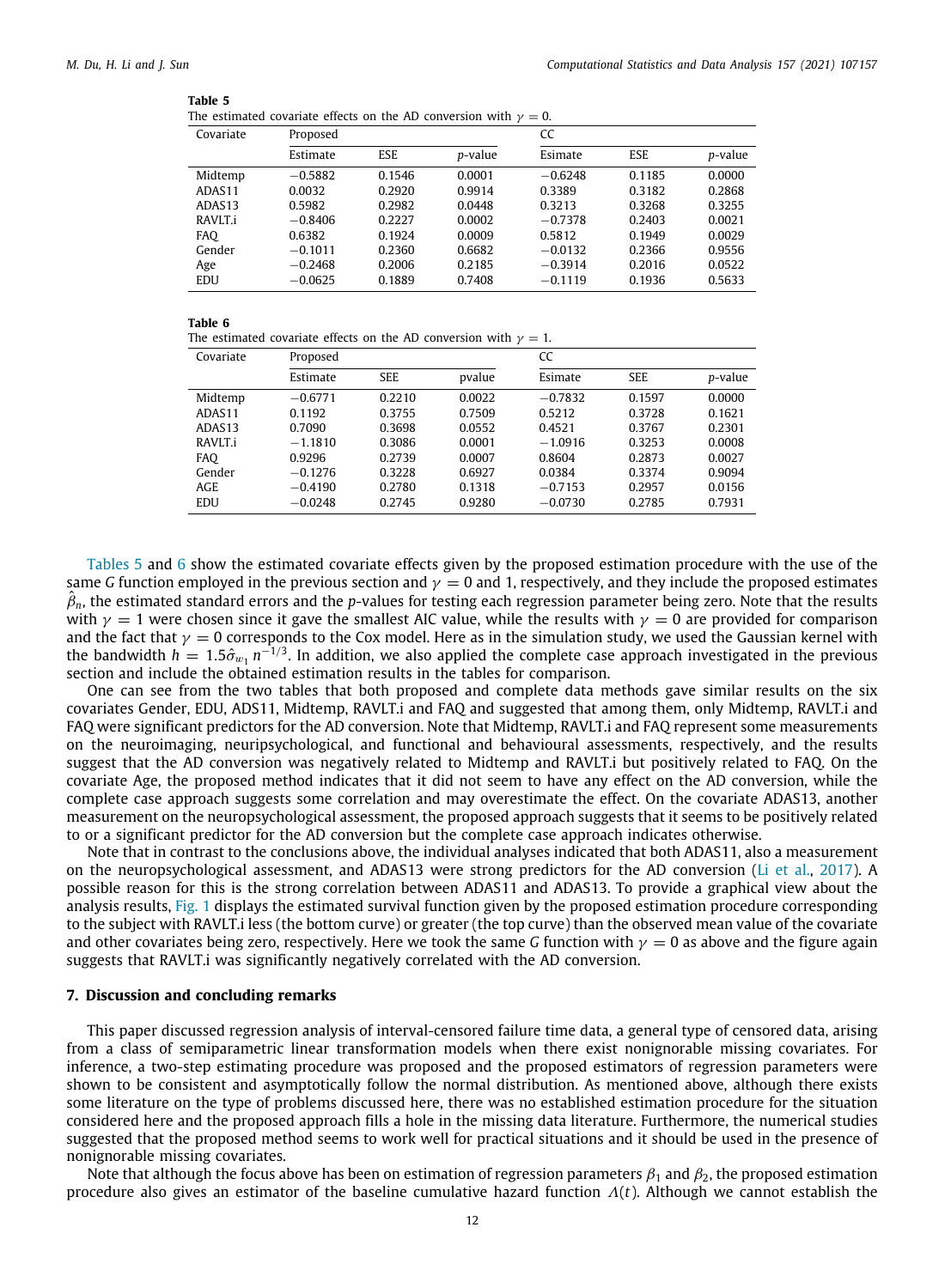**Table 5**
The estimated covariate effects on the AD conversion with $\gamma = 0$.

| Covariate | Proposed | | | CC | | |
|---|---|---|---|---|---|---|
| | Estimate | ESE | *p*-value | Esimate | ESE | *p*-value |
| Midtemp | −0.5882 | 0.1546 | 0.0001 | −0.6248 | 0.1185 | 0.0000 |
| ADAS11 | 0.0032 | 0.2920 | 0.9914 | 0.3389 | 0.3182 | 0.2868 |
| ADAS13 | 0.5982 | 0.2982 | 0.0448 | 0.3213 | 0.3268 | 0.3255 |
| RAVLT.i | −0.8406 | 0.2227 | 0.0002 | −0.7378 | 0.2403 | 0.0021 |
| FAQ | 0.6382 | 0.1924 | 0.0009 | 0.5812 | 0.1949 | 0.0029 |
| Gender | −0.1011 | 0.2360 | 0.6682 | −0.0132 | 0.2366 | 0.9556 |
| Age | −0.2468 | 0.2006 | 0.2185 | −0.3914 | 0.2016 | 0.0522 |
| EDU | −0.0625 | 0.1889 | 0.7408 | −0.1119 | 0.1936 | 0.5633 |

**Table 6**
The estimated covariate effects on the AD conversion with $\gamma = 1$.

| Covariate | Proposed | | | CC | | |
|---|---|---|---|---|---|---|
| | Estimate | SEE | pvalue | Esimate | SEE | *p*-value |
| Midtemp | −0.6771 | 0.2210 | 0.0022 | −0.7832 | 0.1597 | 0.0000 |
| ADAS11 | 0.1192 | 0.3755 | 0.7509 | 0.5212 | 0.3728 | 0.1621 |
| ADAS13 | 0.7090 | 0.3698 | 0.0552 | 0.4521 | 0.3767 | 0.2301 |
| RAVLT.i | −1.1810 | 0.3086 | 0.0001 | −1.0916 | 0.3253 | 0.0008 |
| FAQ | 0.9296 | 0.2739 | 0.0007 | 0.8604 | 0.2873 | 0.0027 |
| Gender | −0.1276 | 0.3228 | 0.6927 | 0.0384 | 0.3374 | 0.9094 |
| AGE | −0.4190 | 0.2780 | 0.1318 | −0.7153 | 0.2957 | 0.0156 |
| EDU | −0.0248 | 0.2745 | 0.9280 | −0.0730 | 0.2785 | 0.7931 |

Tables 5 and 6 show the estimated covariate effects given by the proposed estimation procedure with the use of the same $G$ function employed in the previous section and $\gamma = 0$ and 1, respectively, and they include the proposed estimates $\hat{\beta}_n$, the estimated standard errors and the *p*-values for testing each regression parameter being zero. Note that the results with $\gamma = 1$ were chosen since it gave the smallest AIC value, while the results with $\gamma = 0$ are provided for comparison and the fact that $\gamma = 0$ corresponds to the Cox model. Here as in the simulation study, we used the Gaussian kernel with the bandwidth $h = 1.5\hat{\sigma}_{w_1} n^{-1/3}$. In addition, we also applied the complete case approach investigated in the previous section and include the obtained estimation results in the tables for comparison.

One can see from the two tables that both proposed and complete data methods gave similar results on the six covariates Gender, EDU, ADS11, Midtemp, RAVLT.i and FAQ and suggested that among them, only Midtemp, RAVLT.i and FAQ were significant predictors for the AD conversion. Note that Midtemp, RAVLT.i and FAQ represent some measurements on the neuroimaging, neuripsychological, and functional and behavioural assessments, respectively, and the results suggest that the AD conversion was negatively related to Midtemp and RAVLT.i but positively related to FAQ. On the covariate Age, the proposed method indicates that it did not seem to have any effect on the AD conversion, while the complete case approach suggests some correlation and may overestimate the effect. On the covariate ADAS13, another measurement on the neuropsychological assessment, the proposed approach suggests that it seems to be positively related to or a significant predictor for the AD conversion but the complete case approach indicates otherwise.

Note that in contrast to the conclusions above, the individual analyses indicated that both ADAS11, also a measurement on the neuropsychological assessment, and ADAS13 were strong predictors for the AD conversion (Li et al., 2017). A possible reason for this is the strong correlation between ADAS11 and ADAS13. To provide a graphical view about the analysis results, Fig. 1 displays the estimated survival function given by the proposed estimation procedure corresponding to the subject with RAVLT.i less (the bottom curve) or greater (the top curve) than the observed mean value of the covariate and other covariates being zero, respectively. Here we took the same $G$ function with $\gamma = 0$ as above and the figure again suggests that RAVLT.i was significantly negatively correlated with the AD conversion.

## 7. Discussion and concluding remarks

This paper discussed regression analysis of interval-censored failure time data, a general type of censored data, arising from a class of semiparametric linear transformation models when there exist nonignorable missing covariates. For inference, a two-step estimating procedure was proposed and the proposed estimators of regression parameters were shown to be consistent and asymptotically follow the normal distribution. As mentioned above, although there exists some literature on the type of problems discussed here, there was no established estimation procedure for the situation considered here and the proposed approach fills a hole in the missing data literature. Furthermore, the numerical studies suggested that the proposed method seems to work well for practical situations and it should be used in the presence of nonignorable missing covariates.

Note that although the focus above has been on estimation of regression parameters $\beta_1$ and $\beta_2$, the proposed estimation procedure also gives an estimator of the baseline cumulative hazard function $\Lambda(t)$. Although we cannot establish the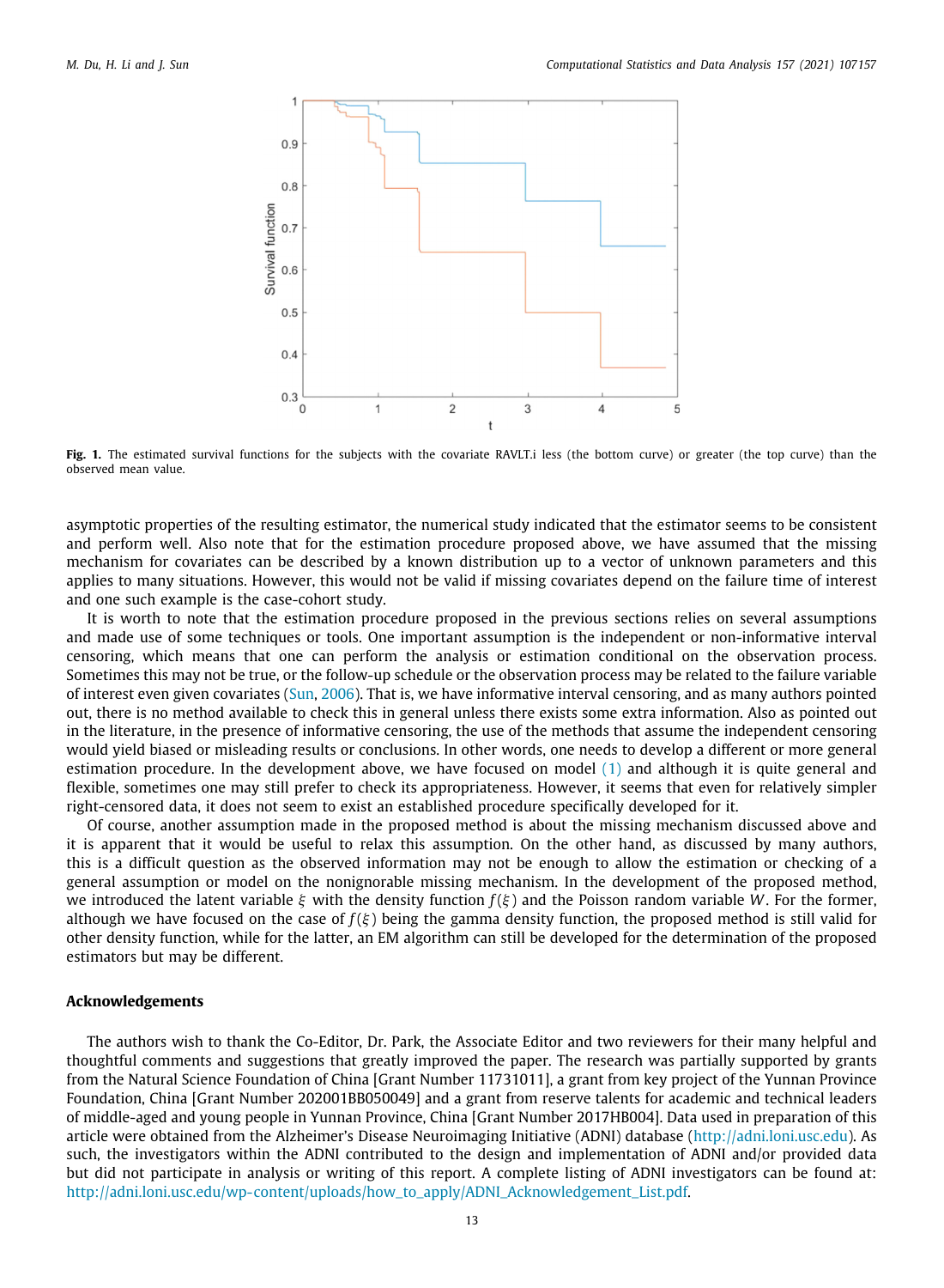**Fig. 1.** The estimated survival functions for the subjects with the covariate RAVLT.i less (the bottom curve) or greater (the top curve) than the observed mean value.

asymptotic properties of the resulting estimator, the numerical study indicated that the estimator seems to be consistent and perform well. Also note that for the estimation procedure proposed above, we have assumed that the missing mechanism for covariates can be described by a known distribution up to a vector of unknown parameters and this applies to many situations. However, this would not be valid if missing covariates depend on the failure time of interest and one such example is the case-cohort study.

It is worth to note that the estimation procedure proposed in the previous sections relies on several assumptions and made use of some techniques or tools. One important assumption is the independent or non-informative interval censoring, which means that one can perform the analysis or estimation conditional on the observation process. Sometimes this may not be true, or the follow-up schedule or the observation process may be related to the failure variable of interest even given covariates (Sun, 2006). That is, we have informative interval censoring, and as many authors pointed out, there is no method available to check this in general unless there exists some extra information. Also as pointed out in the literature, in the presence of informative censoring, the use of the methods that assume the independent censoring would yield biased or misleading results or conclusions. In other words, one needs to develop a different or more general estimation procedure. In the development above, we have focused on model (1) and although it is quite general and flexible, sometimes one may still prefer to check its appropriateness. However, it seems that even for relatively simpler right-censored data, it does not seem to exist an established procedure specifically developed for it.

Of course, another assumption made in the proposed method is about the missing mechanism discussed above and it is apparent that it would be useful to relax this assumption. On the other hand, as discussed by many authors, this is a difficult question as the observed information may not be enough to allow the estimation or checking of a general assumption or model on the nonignorable missing mechanism. In the development of the proposed method, we introduced the latent variable $\xi$ with the density function $f(\xi)$ and the Poisson random variable $W$. For the former, although we have focused on the case of $f(\xi)$ being the gamma density function, the proposed method is still valid for other density function, while for the latter, an EM algorithm can still be developed for the determination of the proposed estimators but may be different.

## Acknowledgements

The authors wish to thank the Co-Editor, Dr. Park, the Associate Editor and two reviewers for their many helpful and thoughtful comments and suggestions that greatly improved the paper. The research was partially supported by grants from the Natural Science Foundation of China [Grant Number 11731011], a grant from key project of the Yunnan Province Foundation, China [Grant Number 202001BB050049] and a grant from reserve talents for academic and technical leaders of middle-aged and young people in Yunnan Province, China [Grant Number 2017HB004]. Data used in preparation of this article were obtained from the Alzheimer's Disease Neuroimaging Initiative (ADNI) database (http://adni.loni.usc.edu). As such, the investigators within the ADNI contributed to the design and implementation of ADNI and/or provided data but did not participate in analysis or writing of this report. A complete listing of ADNI investigators can be found at: http://adni.loni.usc.edu/wp-content/uploads/how_to_apply/ADNI_Acknowledgement_List.pdf.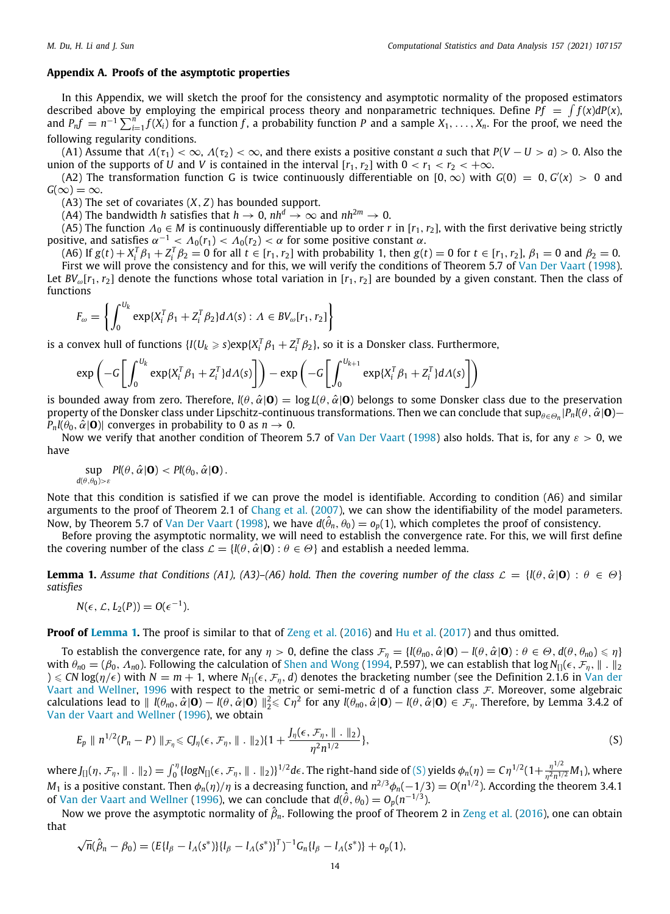## Appendix A. Proofs of the asymptotic properties

In this Appendix, we will sketch the proof for the consistency and asymptotic normality of the proposed estimators described above by employing the empirical process theory and nonparametric techniques. Define $Pf = \int f(x)dP(x)$, and $P_n f = n^{-1}\sum_{i=1}^{n} f(X_i)$ for a function $f$, a probability function $P$ and a sample $X_1, \ldots, X_n$. For the proof, we need the following regularity conditions.

(A1) Assume that $\Lambda(\tau_1) < \infty$, $\Lambda(\tau_2) < \infty$, and there exists a positive constant $a$ such that $P(V - U > a) > 0$. Also the union of the supports of $U$ and $V$ is contained in the interval $[r_1, r_2]$ with $0 < r_1 < r_2 < +\infty$.

(A2) The transformation function G is twice continuously differentiable on $[0, \infty)$ with $G(0) = 0, G'(x) > 0$ and $G(\infty) = \infty$.

(A3) The set of covariates $(X, Z)$ has bounded support.

(A4) The bandwidth $h$ satisfies that $h \to 0$, $nh^d \to \infty$ and $nh^{2m} \to 0$.

(A5) The function $\Lambda_0 \in M$ is continuously differentiable up to order $r$ in $[r_1, r_2]$, with the first derivative being strictly positive, and satisfies $\alpha^{-1} < \Lambda_0(r_1) < \Lambda_0(r_2) < \alpha$ for some positive constant $\alpha$.

(A6) If $g(t) + X_i^T\beta_1 + Z_i^T\beta_2 = 0$ for all $t \in [r_1, r_2]$ with probability 1, then $g(t) = 0$ for $t \in [r_1, r_2]$, $\beta_1 = 0$ and $\beta_2 = 0$.

First we will prove the consistency and for this, we will verify the conditions of Theorem 5.7 of Van Der Vaart (1998). Let $BV_\omega[r_1, r_2]$ denote the functions whose total variation in $[r_1, r_2]$ are bounded by a given constant. Then the class of functions

$$F_\omega = \left\{ \int_0^{U_k} \exp\{X_i^T\beta_1 + Z_i^T\beta_2\}d\Lambda(s) : \Lambda \in BV_\omega[r_1, r_2] \right\}$$

is a convex hull of functions $\{I(U_k \geqslant s)\exp\{X_i^T\beta_1 + Z_i^T\beta_2\}$, so it is a Donsker class. Furthermore,

$$\exp\left(-G\left[\int_0^{U_k} \exp\{X_i^T\beta_1 + Z_i^T\}d\Lambda(s)\right]\right) - \exp\left(-G\left[\int_0^{U_{k+1}} \exp\{X_i^T\beta_1 + Z_i^T\}d\Lambda(s)\right]\right)$$

is bounded away from zero. Therefore, $l(\theta, \hat{\alpha}|\mathbf{O}) = \log L(\theta, \hat{\alpha}|\mathbf{O})$ belongs to some Donsker class due to the preservation property of the Donsker class under Lipschitz-continuous transformations. Then we can conclude that $\sup_{\theta\in\Theta_n}|P_n l(\theta, \hat{\alpha}|\mathbf{O}) - P_n l(\theta_0, \hat{\alpha}|\mathbf{O})|$ converges in probability to 0 as $n \to 0$.

Now we verify that another condition of Theorem 5.7 of Van Der Vaart (1998) also holds. That is, for any $\varepsilon > 0$, we have

$$\sup_{d(\theta,\theta_0)>\varepsilon} Pl(\theta, \hat{\alpha}|\mathbf{O}) < Pl(\theta_0, \hat{\alpha}|\mathbf{O}).$$

Note that this condition is satisfied if we can prove the model is identifiable. According to condition (A6) and similar arguments to the proof of Theorem 2.1 of Chang et al. (2007), we can show the identifiability of the model parameters. Now, by Theorem 5.7 of Van Der Vaart (1998), we have $d(\hat{\theta}_n, \theta_0) = o_p(1)$, which completes the proof of consistency.

Before proving the asymptotic normality, we will need to establish the convergence rate. For this, we will first define the covering number of the class $\mathcal{L} = \{l(\theta, \hat{\alpha}|\mathbf{O}) : \theta \in \Theta\}$ and establish a needed lemma.

**Lemma 1.** *Assume that Conditions (A1), (A3)–(A6) hold. Then the covering number of the class $\mathcal{L} = \{l(\theta, \hat{\alpha}|\mathbf{O}) : \theta \in \Theta\}$ satisfies*

$$N(\epsilon, \mathcal{L}, L_2(P)) = O(\epsilon^{-1}).$$

**Proof of Lemma 1.** The proof is similar to that of Zeng et al. (2016) and Hu et al. (2017) and thus omitted.

To establish the convergence rate, for any $\eta > 0$, define the class $\mathcal{F}_\eta = \{l(\theta_{n0}, \hat{\alpha}|\mathbf{O}) - l(\theta, \hat{\alpha}|\mathbf{O}) : \theta \in \Theta, d(\theta, \theta_{n0}) \leqslant \eta\}$ with $\theta_{n0} = (\beta_0, \Lambda_{n0})$. Following the calculation of Shen and Wong (1994, P.597), we can establish that $\log N_{[]}(\epsilon, \mathcal{F}_\eta, \|\,.\,\|_2) \leqslant CN\log(\eta/\epsilon)$ with $N = m + 1$, where $N_{[]}(\epsilon, \mathcal{F}_\eta, d)$ denotes the bracketing number (see the Definition 2.1.6 in Van der Vaart and Wellner, 1996 with respect to the metric or semi-metric d of a function class $\mathcal{F}$. Moreover, some algebraic calculations lead to $\| l(\theta_{n0}, \hat{\alpha}|\mathbf{O}) - l(\theta, \hat{\alpha}|\mathbf{O}) \|_2^2 \leqslant C\eta^2$ for any $l(\theta_{n0}, \hat{\alpha}|\mathbf{O}) - l(\theta, \hat{\alpha}|\mathbf{O}) \in \mathcal{F}_\eta$. Therefore, by Lemma 3.4.2 of Van der Vaart and Wellner (1996), we obtain

$$E_p \| n^{1/2}(P_n - P) \|_{\mathcal{F}_\eta} \leqslant CJ_\eta(\epsilon, \mathcal{F}_\eta, \|\,.\,\|_2)\{1 + \frac{J_\eta(\epsilon, \mathcal{F}_\eta, \|\,.\,\|_2)}{\eta^2 n^{1/2}}\}, \tag{S}$$

where $J_{[]}(\eta, \mathcal{F}_\eta, \|\,.\,\|_2) = \int_0^\eta \{\log N_{[]}(\epsilon, \mathcal{F}_\eta, \|\,.\,\|_2)\}^{1/2}d\epsilon$. The right-hand side of (S) yields $\phi_n(\eta) = C\eta^{1/2}(1 + \frac{\eta^{1/2}}{\eta^2 n^{1/2}}M_1)$, where $M_1$ is a positive constant. Then $\phi_n(\eta)/\eta$ is a decreasing function, and $n^{2/3}\phi_n(-1/3) = O(n^{1/2})$. According the theorem 3.4.1 of Van der Vaart and Wellner (1996), we can conclude that $d(\hat{\theta}, \theta_0) = O_p(n^{-1/3})$.

Now we prove the asymptotic normality of $\hat{\beta}_n$. Following the proof of Theorem 2 in Zeng et al. (2016), one can obtain that

$$\sqrt{n}(\hat{\beta}_n - \beta_0) = (E\{l_\beta - l_\Lambda(s^*)\}\{l_\beta - l_\Lambda(s^*)\}^T)^{-1}G_n\{l_\beta - l_\Lambda(s^*)\} + o_p(1),$$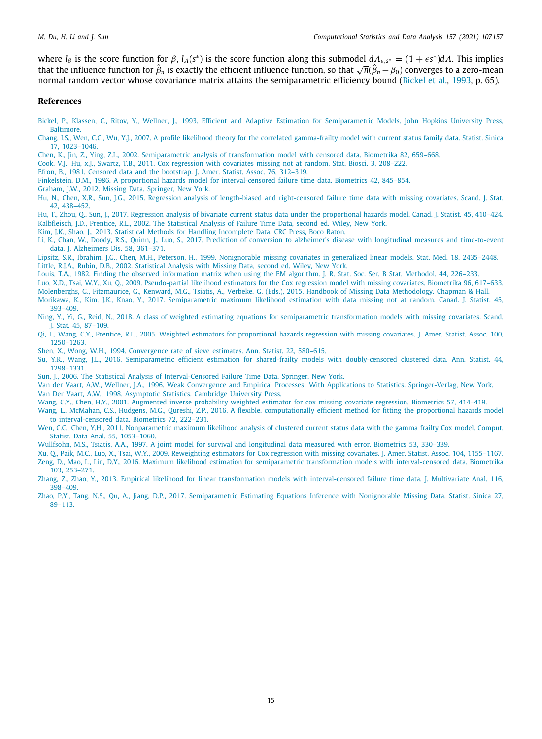where $l_\beta$ is the score function for $\beta$, $l_\Lambda(s^*)$ is the score function along this submodel $d\Lambda_{\epsilon,s^*} = (1 + \epsilon s^*)d\Lambda$. This implies that the influence function for $\hat{\beta}_n$ is exactly the efficient influence function, so that $\sqrt{n}(\hat{\beta}_n - \beta_0)$ converges to a zero-mean normal random vector whose covariance matrix attains the semiparametric efficiency bound (Bickel et al., 1993, p. 65).

## References

Bickel, P., Klassen, C., Ritov, Y., Wellner, J., 1993. Efficient and Adaptive Estimation for Semiparametric Models. John Hopkins University Press, Baltimore.

Chang, I.S., Wen, C.C., Wu, Y.J., 2007. A profile likelihood theory for the correlated gamma-frailty model with current status family data. Statist. Sinica 17, 1023–1046.

Chen, K., Jin, Z., Ying, Z.L., 2002. Semiparametric analysis of transformation model with censored data. Biometrika 82, 659–668.

Cook, V.J., Hu, x.J., Swartz, T.B., 2011. Cox regression with covariates missing not at random. Stat. Biosci. 3, 208–222.

Efron, B., 1981. Censored data and the bootstrap. J. Amer. Statist. Assoc. 76, 312–319.

Finkelstein, D.M., 1986. A proportional hazards model for interval-censored failure time data. Biometrics 42, 845–854.

Graham, J.W., 2012. Missing Data. Springer, New York.

Hu, N., Chen, X.R., Sun, J.G., 2015. Regression analysis of length-biased and right-censored failure time data with missing covariates. Scand. J. Stat. 42, 438–452.

Hu, T., Zhou, Q., Sun, J., 2017. Regression analysis of bivariate current status data under the proportional hazards model. Canad. J. Statist. 45, 410–424.

Kalbfleisch, J.D., Prentice, R.L., 2002. The Statistical Analysis of Failure Time Data, second ed. Wiley, New York.

Kim, J.K., Shao, J., 2013. Statistical Methods for Handling Incomplete Data. CRC Press, Boco Raton.

Li, K., Chan, W., Doody, R.S., Quinn, J., Luo, S., 2017. Prediction of conversion to alzheimer's disease with longitudinal measures and time-to-event data. J. Alzheimers Dis. 58, 361–371.

Lipsitz, S.R., Ibrahim, J.G., Chen, M.H., Peterson, H., 1999. Nonignorable missing covariates in generalized linear models. Stat. Med. 18, 2435–2448.

Little, R.J.A., Rubin, D.B., 2002. Statistical Analysis with Missing Data, second ed. Wiley, New York.

Louis, T.A., 1982. Finding the observed information matrix when using the EM algorithm. J. R. Stat. Soc. Ser. B Stat. Methodol. 44, 226–233.

Luo, X.D., Tsai, W.Y., Xu, Q., 2009. Pseudo-partial likelihood estimators for the Cox regression model with missing covariates. Biometrika 96, 617–633.

Molenberghs, G., Fitzmaurice, G., Kenward, M.G., Tsiatis, A., Verbeke, G. (Eds.), 2015. Handbook of Missing Data Methodology. Chapman & Hall.

Morikawa, K., Kim, J.K., Knao, Y., 2017. Semiparametric maximum likelihood estimation with data missing not at random. Canad. J. Statist. 45, 393–409.

Ning, Y., Yi, G., Reid, N., 2018. A class of weighted estimating equations for semiparametric transformation models with missing covariates. Scand. J. Stat. 45, 87–109.

Qi, L., Wang, C.Y., Prentice, R.L., 2005. Weighted estimators for proportional hazards regression with missing covariates. J. Amer. Statist. Assoc. 100, 1250–1263.

Shen, X., Wong, W.H., 1994. Convergence rate of sieve estimates. Ann. Statist. 22, 580–615.

Su, Y.R., Wang, J.L., 2016. Semiparametric efficient estimation for shared-frailty models with doubly-censored clustered data. Ann. Statist. 44, 1298–1331.

Sun, J., 2006. The Statistical Analysis of Interval-Censored Failure Time Data. Springer, New York.

Van der Vaart, A.W., Wellner, J.A., 1996. Weak Convergence and Empirical Processes: With Applications to Statistics. Springer-Verlag, New York.

Van Der Vaart, A.W., 1998. Asymptotic Statistics. Cambridge University Press.

Wang, C.Y., Chen, H.Y., 2001. Augmented inverse probability weighted estimator for cox missing covariate regression. Biometrics 57, 414–419.

Wang, L., McMahan, C.S., Hudgens, M.G., Qureshi, Z.P., 2016. A flexible, computationally efficient method for fitting the proportional hazards model to interval-censored data. Biometrics 72, 222–231.

Wen, C.C., Chen, Y.H., 2011. Nonparametric maximum likelihood analysis of clustered current status data with the gamma frailty Cox model. Comput. Statist. Data Anal. 55, 1053–1060.

Wullfsohn, M.S., Tsiatis, A.A., 1997. A joint model for survival and longitudinal data measured with error. Biometrics 53, 330–339.

Xu, Q., Paik, M.C., Luo, X., Tsai, W.Y., 2009. Reweighting estimators for Cox regression with missing covariates. J. Amer. Statist. Assoc. 104, 1155–1167.

Zeng, D., Mao, L., Lin, D.Y., 2016. Maximum likelihood estimation for semiparametric transformation models with interval-censored data. Biometrika 103, 253–271.

Zhang, Z., Zhao, Y., 2013. Empirical likelihood for linear transformation models with interval-censored failure time data. J. Multivariate Anal. 116, 398–409.

Zhao, P.Y., Tang, N.S., Qu, A., Jiang, D.P., 2017. Semiparametric Estimating Equations Inference with Nonignorable Missing Data. Statist. Sinica 27, 89–113.